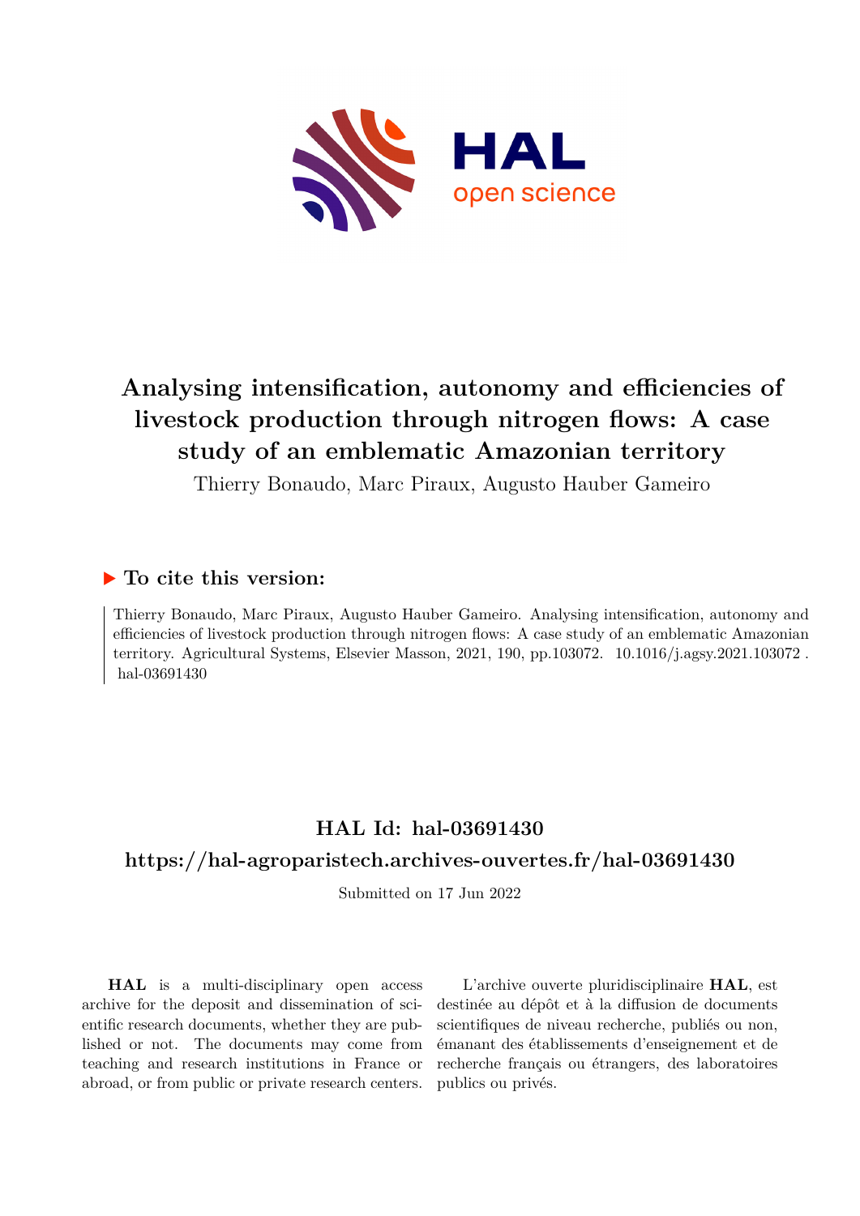# Analysing intensification, autonomy and efficiencies of livestock production through nitrogen flows: A case study of an emblematic Amazonian territory

Thierry Bonaudo, Marc Piraux, Augusto Hauber Gameiro

## ▶ To cite this version:

Thierry Bonaudo, Marc Piraux, Augusto Hauber Gameiro. Analysing intensification, autonomy and efficiencies of livestock production through nitrogen flows: A case study of an emblematic Amazonian territory. Agricultural Systems, Elsevier Masson, 2021, 190, pp.103072. 10.1016/j.agsy.2021.103072 . hal-03691430

## HAL Id: hal-03691430

## https://hal-agroparistech.archives-ouvertes.fr/hal-03691430

Submitted on 17 Jun 2022

**HAL** is a multi-disciplinary open access archive for the deposit and dissemination of scientific research documents, whether they are published or not. The documents may come from teaching and research institutions in France or abroad, or from public or private research centers.

L'archive ouverte pluridisciplinaire **HAL**, est destinée au dépôt et à la diffusion de documents scientifiques de niveau recherche, publiés ou non, émanant des établissements d'enseignement et de recherche français ou étrangers, des laboratoires publics ou privés.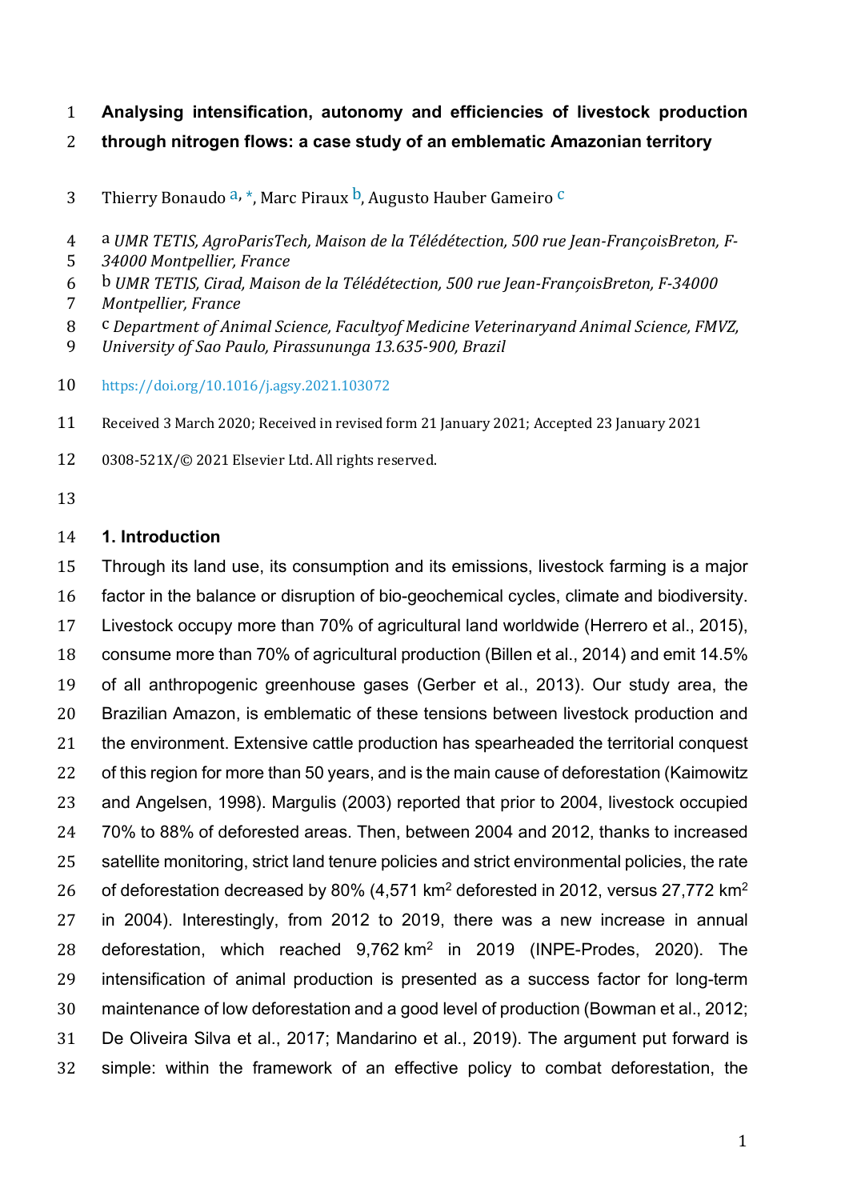# Analysing intensification, autonomy and efficiencies of livestock production through nitrogen flows: a case study of an emblematic Amazonian territory

Thierry Bonaudo [a, *], Marc Piraux [b], Augusto Hauber Gameiro [c]

[a] *UMR TETIS, AgroParisTech, Maison de la Télédétection, 500 rue Jean-FrançoisBreton, F-34000 Montpellier, France*

[b] *UMR TETIS, Cirad, Maison de la Télédétection, 500 rue Jean-FrançoisBreton, F-34000 Montpellier, France*

[c] *Department of Animal Science, Facultyof Medicine Veterinaryand Animal Science, FMVZ, University of Sao Paulo, Pirassununga 13.635-900, Brazil*

https://doi.org/10.1016/j.agsy.2021.103072

Received 3 March 2020; Received in revised form 21 January 2021; Accepted 23 January 2021

0308-521X/© 2021 Elsevier Ltd. All rights reserved.

## 1. Introduction

Through its land use, its consumption and its emissions, livestock farming is a major factor in the balance or disruption of bio-geochemical cycles, climate and biodiversity. Livestock occupy more than 70% of agricultural land worldwide (Herrero et al., 2015), consume more than 70% of agricultural production (Billen et al., 2014) and emit 14.5% of all anthropogenic greenhouse gases (Gerber et al., 2013). Our study area, the Brazilian Amazon, is emblematic of these tensions between livestock production and the environment. Extensive cattle production has spearheaded the territorial conquest of this region for more than 50 years, and is the main cause of deforestation (Kaimowitz and Angelsen, 1998). Margulis (2003) reported that prior to 2004, livestock occupied 70% to 88% of deforested areas. Then, between 2004 and 2012, thanks to increased satellite monitoring, strict land tenure policies and strict environmental policies, the rate of deforestation decreased by 80% (4,571 km$^2$ deforested in 2012, versus 27,772 km$^2$ in 2004). Interestingly, from 2012 to 2019, there was a new increase in annual deforestation, which reached 9,762 km$^2$ in 2019 (INPE-Prodes, 2020). The intensification of animal production is presented as a success factor for long-term maintenance of low deforestation and a good level of production (Bowman et al., 2012; De Oliveira Silva et al., 2017; Mandarino et al., 2019). The argument put forward is simple: within the framework of an effective policy to combat deforestation, the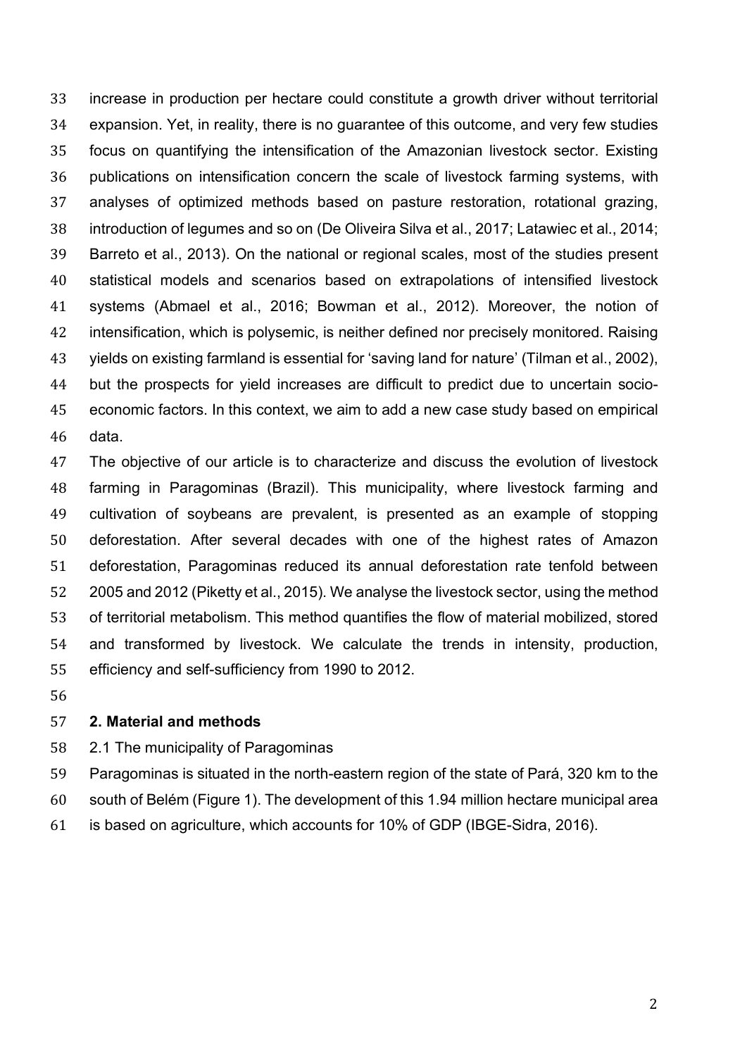increase in production per hectare could constitute a growth driver without territorial expansion. Yet, in reality, there is no guarantee of this outcome, and very few studies focus on quantifying the intensification of the Amazonian livestock sector. Existing publications on intensification concern the scale of livestock farming systems, with analyses of optimized methods based on pasture restoration, rotational grazing, introduction of legumes and so on (De Oliveira Silva et al., 2017; Latawiec et al., 2014; Barreto et al., 2013). On the national or regional scales, most of the studies present statistical models and scenarios based on extrapolations of intensified livestock systems (Abmael et al., 2016; Bowman et al., 2012). Moreover, the notion of intensification, which is polysemic, is neither defined nor precisely monitored. Raising yields on existing farmland is essential for 'saving land for nature' (Tilman et al., 2002), but the prospects for yield increases are difficult to predict due to uncertain socio-economic factors. In this context, we aim to add a new case study based on empirical data.

The objective of our article is to characterize and discuss the evolution of livestock farming in Paragominas (Brazil). This municipality, where livestock farming and cultivation of soybeans are prevalent, is presented as an example of stopping deforestation. After several decades with one of the highest rates of Amazon deforestation, Paragominas reduced its annual deforestation rate tenfold between 2005 and 2012 (Piketty et al., 2015). We analyse the livestock sector, using the method of territorial metabolism. This method quantifies the flow of material mobilized, stored and transformed by livestock. We calculate the trends in intensity, production, efficiency and self-sufficiency from 1990 to 2012.

## 2. Material and methods

### 2.1 The municipality of Paragominas

Paragominas is situated in the north-eastern region of the state of Pará, 320 km to the south of Belém (Figure 1). The development of this 1.94 million hectare municipal area is based on agriculture, which accounts for 10% of GDP (IBGE-Sidra, 2016).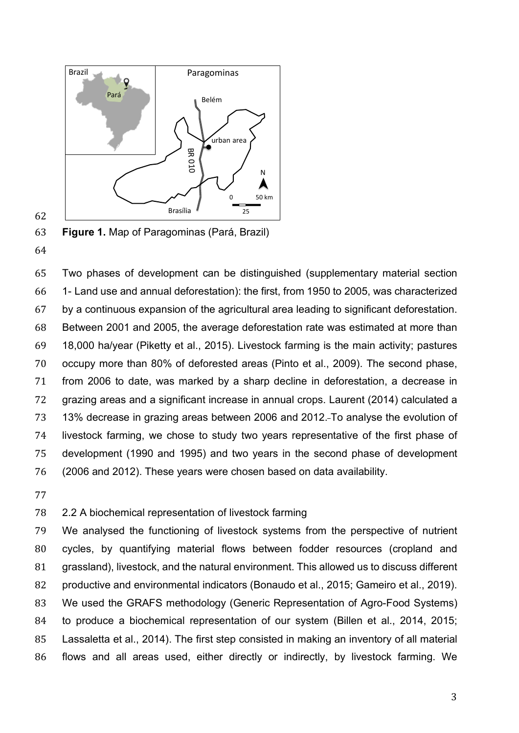**Figure 1.** Map of Paragominas (Pará, Brazil)

Two phases of development can be distinguished (supplementary material section 1- Land use and annual deforestation): the first, from 1950 to 2005, was characterized by a continuous expansion of the agricultural area leading to significant deforestation. Between 2001 and 2005, the average deforestation rate was estimated at more than 18,000 ha/year (Piketty et al., 2015). Livestock farming is the main activity; pastures occupy more than 80% of deforested areas (Pinto et al., 2009). The second phase, from 2006 to date, was marked by a sharp decline in deforestation, a decrease in grazing areas and a significant increase in annual crops. Laurent (2014) calculated a 13% decrease in grazing areas between 2006 and 2012. To analyse the evolution of livestock farming, we chose to study two years representative of the first phase of development (1990 and 1995) and two years in the second phase of development (2006 and 2012). These years were chosen based on data availability.

2.2 A biochemical representation of livestock farming

We analysed the functioning of livestock systems from the perspective of nutrient cycles, by quantifying material flows between fodder resources (cropland and grassland), livestock, and the natural environment. This allowed us to discuss different productive and environmental indicators (Bonaudo et al., 2015; Gameiro et al., 2019). We used the GRAFS methodology (Generic Representation of Agro-Food Systems) to produce a biochemical representation of our system (Billen et al., 2014, 2015; Lassaletta et al., 2014). The first step consisted in making an inventory of all material flows and all areas used, either directly or indirectly, by livestock farming. We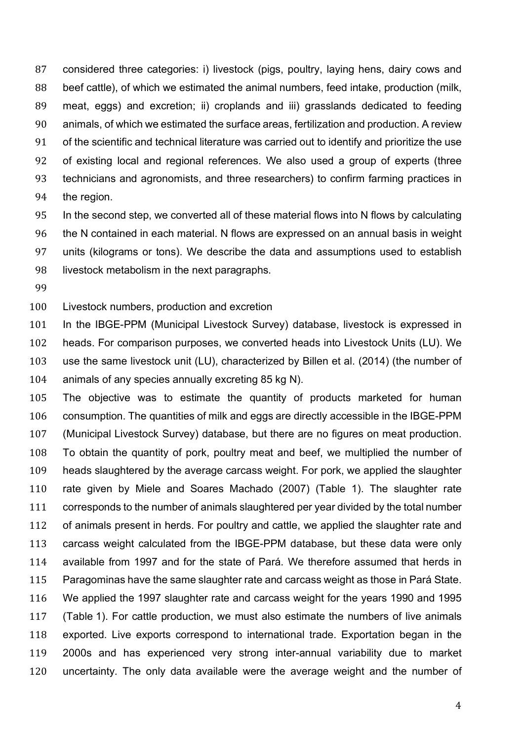considered three categories: i) livestock (pigs, poultry, laying hens, dairy cows and beef cattle), of which we estimated the animal numbers, feed intake, production (milk, meat, eggs) and excretion; ii) croplands and iii) grasslands dedicated to feeding animals, of which we estimated the surface areas, fertilization and production. A review of the scientific and technical literature was carried out to identify and prioritize the use of existing local and regional references. We also used a group of experts (three technicians and agronomists, and three researchers) to confirm farming practices in the region.

In the second step, we converted all of these material flows into N flows by calculating the N contained in each material. N flows are expressed on an annual basis in weight units (kilograms or tons). We describe the data and assumptions used to establish livestock metabolism in the next paragraphs.

Livestock numbers, production and excretion

In the IBGE-PPM (Municipal Livestock Survey) database, livestock is expressed in heads. For comparison purposes, we converted heads into Livestock Units (LU). We use the same livestock unit (LU), characterized by Billen et al. (2014) (the number of animals of any species annually excreting 85 kg N).

The objective was to estimate the quantity of products marketed for human consumption. The quantities of milk and eggs are directly accessible in the IBGE-PPM (Municipal Livestock Survey) database, but there are no figures on meat production. To obtain the quantity of pork, poultry meat and beef, we multiplied the number of heads slaughtered by the average carcass weight. For pork, we applied the slaughter rate given by Miele and Soares Machado (2007) (Table 1). The slaughter rate corresponds to the number of animals slaughtered per year divided by the total number of animals present in herds. For poultry and cattle, we applied the slaughter rate and carcass weight calculated from the IBGE-PPM database, but these data were only available from 1997 and for the state of Pará. We therefore assumed that herds in Paragominas have the same slaughter rate and carcass weight as those in Pará State. We applied the 1997 slaughter rate and carcass weight for the years 1990 and 1995 (Table 1). For cattle production, we must also estimate the numbers of live animals exported. Live exports correspond to international trade. Exportation began in the 2000s and has experienced very strong inter-annual variability due to market uncertainty. The only data available were the average weight and the number of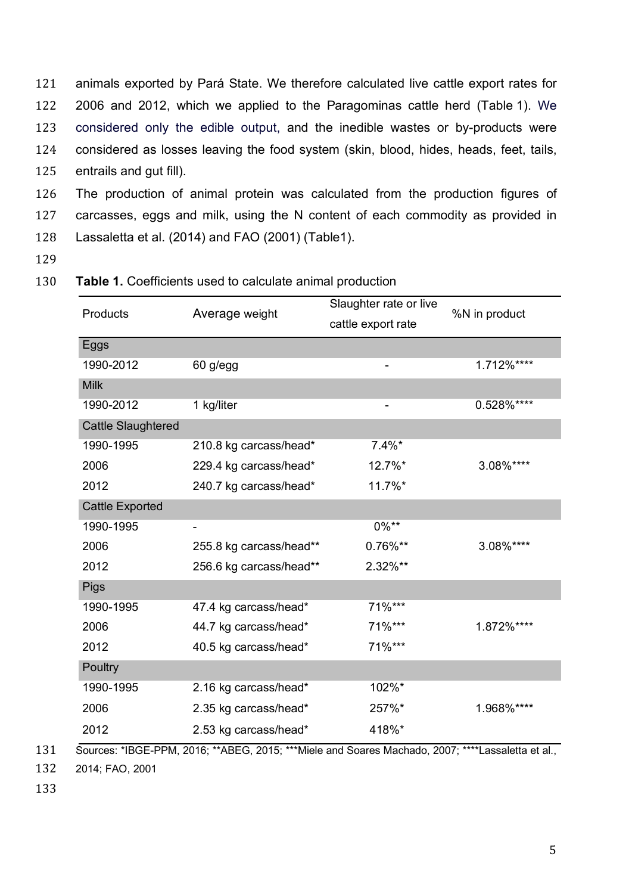animals exported by Pará State. We therefore calculated live cattle export rates for 2006 and 2012, which we applied to the Paragominas cattle herd (Table 1). We considered only the edible output, and the inedible wastes or by-products were considered as losses leaving the food system (skin, blood, hides, heads, feet, tails, entrails and gut fill).

The production of animal protein was calculated from the production figures of carcasses, eggs and milk, using the N content of each commodity as provided in Lassaletta et al. (2014) and FAO (2001) (Table1).

**Table 1.** Coefficients used to calculate animal production

| Products | Average weight | Slaughter rate or live cattle export rate | %N in product |
|---|---|---|---|
| Eggs | | | |
| 1990-2012 | 60 g/egg | - | 1.712%**** |
| Milk | | | |
| 1990-2012 | 1 kg/liter | - | 0.528%**** |
| Cattle Slaughtered | | | |
| 1990-1995 | 210.8 kg carcass/head* | 7.4%* | |
| 2006 | 229.4 kg carcass/head* | 12.7%* | 3.08%**** |
| 2012 | 240.7 kg carcass/head* | 11.7%* | |
| Cattle Exported | | | |
| 1990-1995 | - | 0%** | |
| 2006 | 255.8 kg carcass/head** | 0.76%** | 3.08%**** |
| 2012 | 256.6 kg carcass/head** | 2.32%** | |
| Pigs | | | |
| 1990-1995 | 47.4 kg carcass/head* | 71%*** | |
| 2006 | 44.7 kg carcass/head* | 71%*** | 1.872%**** |
| 2012 | 40.5 kg carcass/head* | 71%*** | |
| Poultry | | | |
| 1990-1995 | 2.16 kg carcass/head* | 102%* | |
| 2006 | 2.35 kg carcass/head* | 257%* | 1.968%**** |
| 2012 | 2.53 kg carcass/head* | 418%* | |

Sources: *IBGE-PPM, 2016; **ABEG, 2015; ***Miele and Soares Machado, 2007; ****Lassaletta et al., 2014; FAO, 2001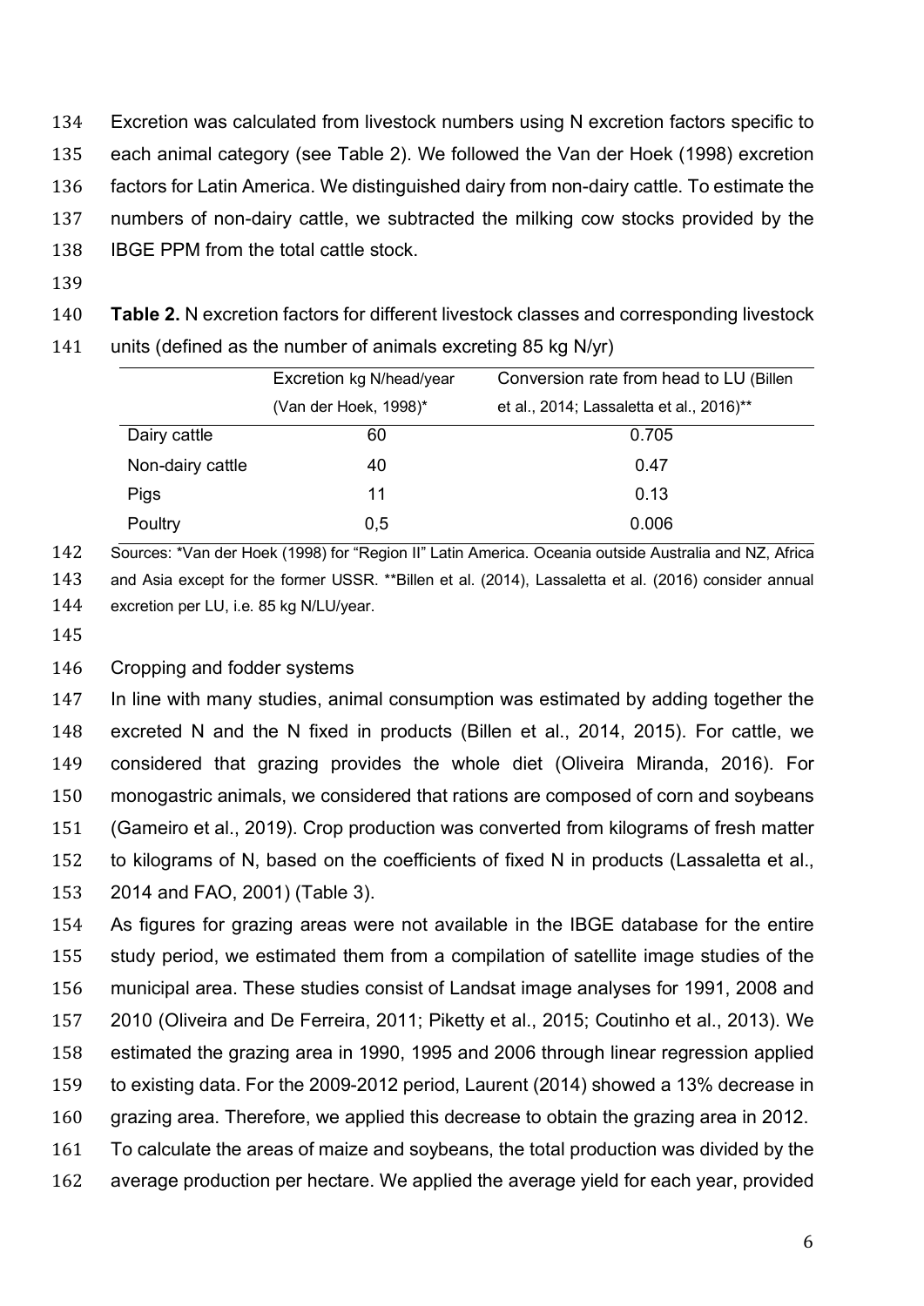Excretion was calculated from livestock numbers using N excretion factors specific to each animal category (see Table 2). We followed the Van der Hoek (1998) excretion factors for Latin America. We distinguished dairy from non-dairy cattle. To estimate the numbers of non-dairy cattle, we subtracted the milking cow stocks provided by the IBGE PPM from the total cattle stock.

**Table 2.** N excretion factors for different livestock classes and corresponding livestock units (defined as the number of animals excreting 85 kg N/yr)

| | Excretion kg N/head/year (Van der Hoek, 1998)* | Conversion rate from head to LU (Billen et al., 2014; Lassaletta et al., 2016)** |
|---|---|---|
| Dairy cattle | 60 | 0.705 |
| Non-dairy cattle | 40 | 0.47 |
| Pigs | 11 | 0.13 |
| Poultry | 0,5 | 0.006 |

Sources: *Van der Hoek (1998) for "Region II" Latin America. Oceania outside Australia and NZ, Africa and Asia except for the former USSR. **Billen et al. (2014), Lassaletta et al. (2016) consider annual excretion per LU, i.e. 85 kg N/LU/year.

Cropping and fodder systems

In line with many studies, animal consumption was estimated by adding together the excreted N and the N fixed in products (Billen et al., 2014, 2015). For cattle, we considered that grazing provides the whole diet (Oliveira Miranda, 2016). For monogastric animals, we considered that rations are composed of corn and soybeans (Gameiro et al., 2019). Crop production was converted from kilograms of fresh matter to kilograms of N, based on the coefficients of fixed N in products (Lassaletta et al., 2014 and FAO, 2001) (Table 3).

As figures for grazing areas were not available in the IBGE database for the entire study period, we estimated them from a compilation of satellite image studies of the municipal area. These studies consist of Landsat image analyses for 1991, 2008 and 2010 (Oliveira and De Ferreira, 2011; Piketty et al., 2015; Coutinho et al., 2013). We estimated the grazing area in 1990, 1995 and 2006 through linear regression applied to existing data. For the 2009-2012 period, Laurent (2014) showed a 13% decrease in grazing area. Therefore, we applied this decrease to obtain the grazing area in 2012.

To calculate the areas of maize and soybeans, the total production was divided by the average production per hectare. We applied the average yield for each year, provided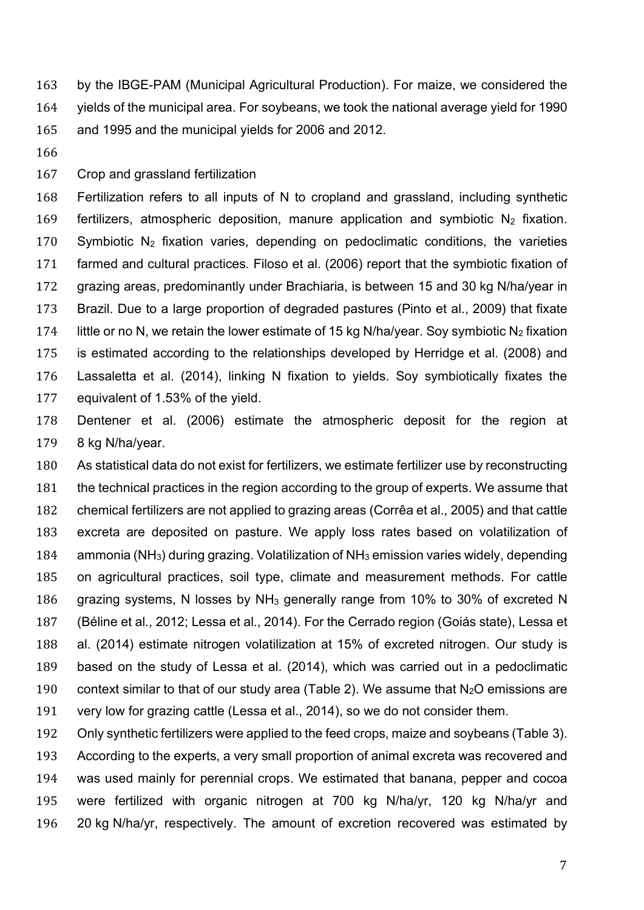by the IBGE-PAM (Municipal Agricultural Production). For maize, we considered the yields of the municipal area. For soybeans, we took the national average yield for 1990 and 1995 and the municipal yields for 2006 and 2012.

Crop and grassland fertilization

Fertilization refers to all inputs of N to cropland and grassland, including synthetic fertilizers, atmospheric deposition, manure application and symbiotic $N_2$ fixation. Symbiotic $N_2$ fixation varies, depending on pedoclimatic conditions, the varieties farmed and cultural practices. Filoso et al. (2006) report that the symbiotic fixation of grazing areas, predominantly under Brachiaria, is between 15 and 30 kg N/ha/year in Brazil. Due to a large proportion of degraded pastures (Pinto et al., 2009) that fixate little or no N, we retain the lower estimate of 15 kg N/ha/year. Soy symbiotic $N_2$ fixation is estimated according to the relationships developed by Herridge et al. (2008) and Lassaletta et al. (2014), linking N fixation to yields. Soy symbiotically fixates the equivalent of 1.53% of the yield.

Dentener et al. (2006) estimate the atmospheric deposit for the region at 8 kg N/ha/year.

As statistical data do not exist for fertilizers, we estimate fertilizer use by reconstructing the technical practices in the region according to the group of experts. We assume that chemical fertilizers are not applied to grazing areas (Corrêa et al., 2005) and that cattle excreta are deposited on pasture. We apply loss rates based on volatilization of ammonia ($NH_3$) during grazing. Volatilization of $NH_3$ emission varies widely, depending on agricultural practices, soil type, climate and measurement methods. For cattle grazing systems, N losses by $NH_3$ generally range from 10% to 30% of excreted N (Béline et al., 2012; Lessa et al., 2014). For the Cerrado region (Goiás state), Lessa et al. (2014) estimate nitrogen volatilization at 15% of excreted nitrogen. Our study is based on the study of Lessa et al. (2014), which was carried out in a pedoclimatic context similar to that of our study area (Table 2). We assume that $N_2O$ emissions are very low for grazing cattle (Lessa et al., 2014), so we do not consider them.

Only synthetic fertilizers were applied to the feed crops, maize and soybeans (Table 3). According to the experts, a very small proportion of animal excreta was recovered and was used mainly for perennial crops. We estimated that banana, pepper and cocoa were fertilized with organic nitrogen at 700 kg N/ha/yr, 120 kg N/ha/yr and 20 kg N/ha/yr, respectively. The amount of excretion recovered was estimated by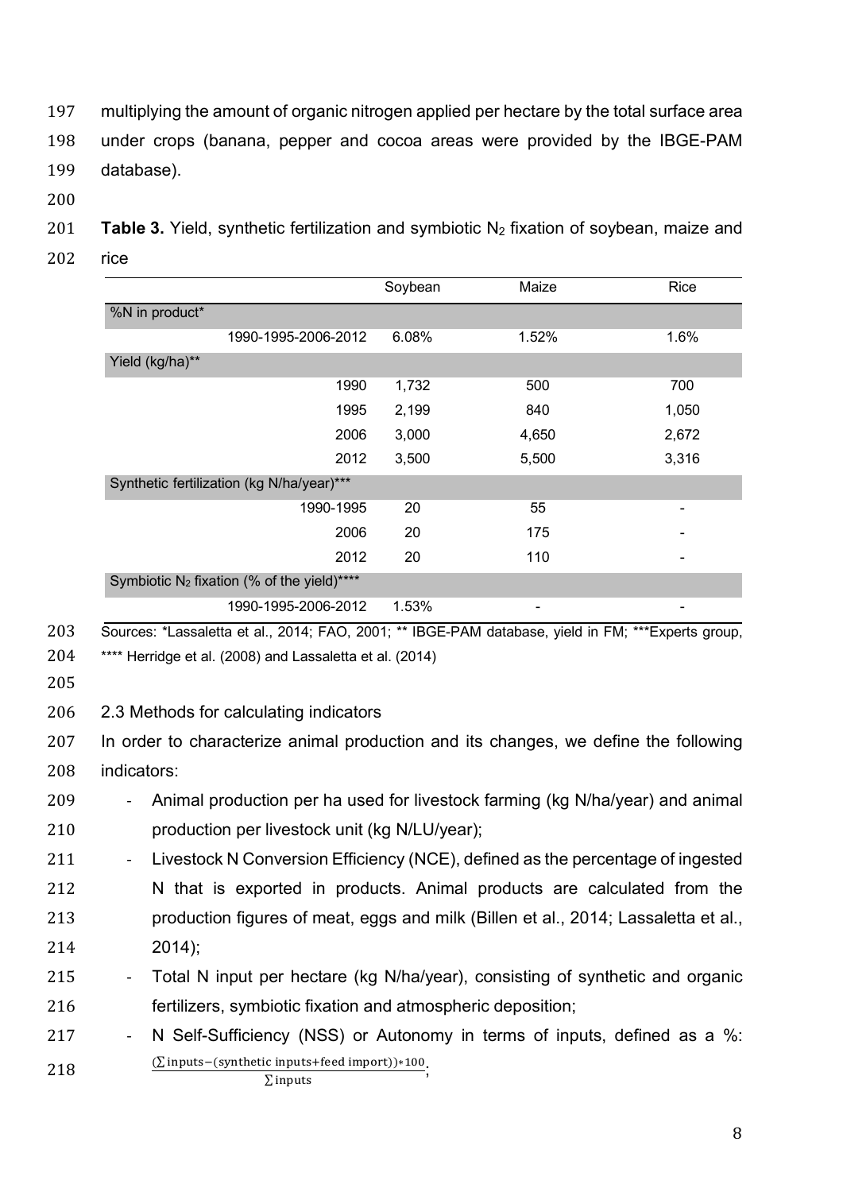multiplying the amount of organic nitrogen applied per hectare by the total surface area under crops (banana, pepper and cocoa areas were provided by the IBGE-PAM database).

**Table 3.** Yield, synthetic fertilization and symbiotic $N_2$ fixation of soybean, maize and rice

| | Soybean | Maize | Rice |
|---|---|---|---|
| %N in product* | | | |
| 1990-1995-2006-2012 | 6.08% | 1.52% | 1.6% |
| Yield (kg/ha)** | | | |
| 1990 | 1,732 | 500 | 700 |
| 1995 | 2,199 | 840 | 1,050 |
| 2006 | 3,000 | 4,650 | 2,672 |
| 2012 | 3,500 | 5,500 | 3,316 |
| Synthetic fertilization (kg N/ha/year)*** | | | |
| 1990-1995 | 20 | 55 | - |
| 2006 | 20 | 175 | - |
| 2012 | 20 | 110 | - |
| Symbiotic $N_2$ fixation (% of the yield)**** | | | |
| 1990-1995-2006-2012 | 1.53% | - | - |

Sources: *Lassaletta et al., 2014; FAO, 2001; ** IBGE-PAM database, yield in FM; ***Experts group, **** Herridge et al. (2008) and Lassaletta et al. (2014)

2.3 Methods for calculating indicators

In order to characterize animal production and its changes, we define the following indicators:

- Animal production per ha used for livestock farming (kg N/ha/year) and animal production per livestock unit (kg N/LU/year);
- Livestock N Conversion Efficiency (NCE), defined as the percentage of ingested N that is exported in products. Animal products are calculated from the production figures of meat, eggs and milk (Billen et al., 2014; Lassaletta et al., 2014);
- Total N input per hectare (kg N/ha/year), consisting of synthetic and organic fertilizers, symbiotic fixation and atmospheric deposition;
- N Self-Sufficiency (NSS) or Autonomy in terms of inputs, defined as a %: $\frac{(\sum \text{inputs} - (\text{synthetic inputs} + \text{feed import})) * 100}{\sum \text{inputs}}$;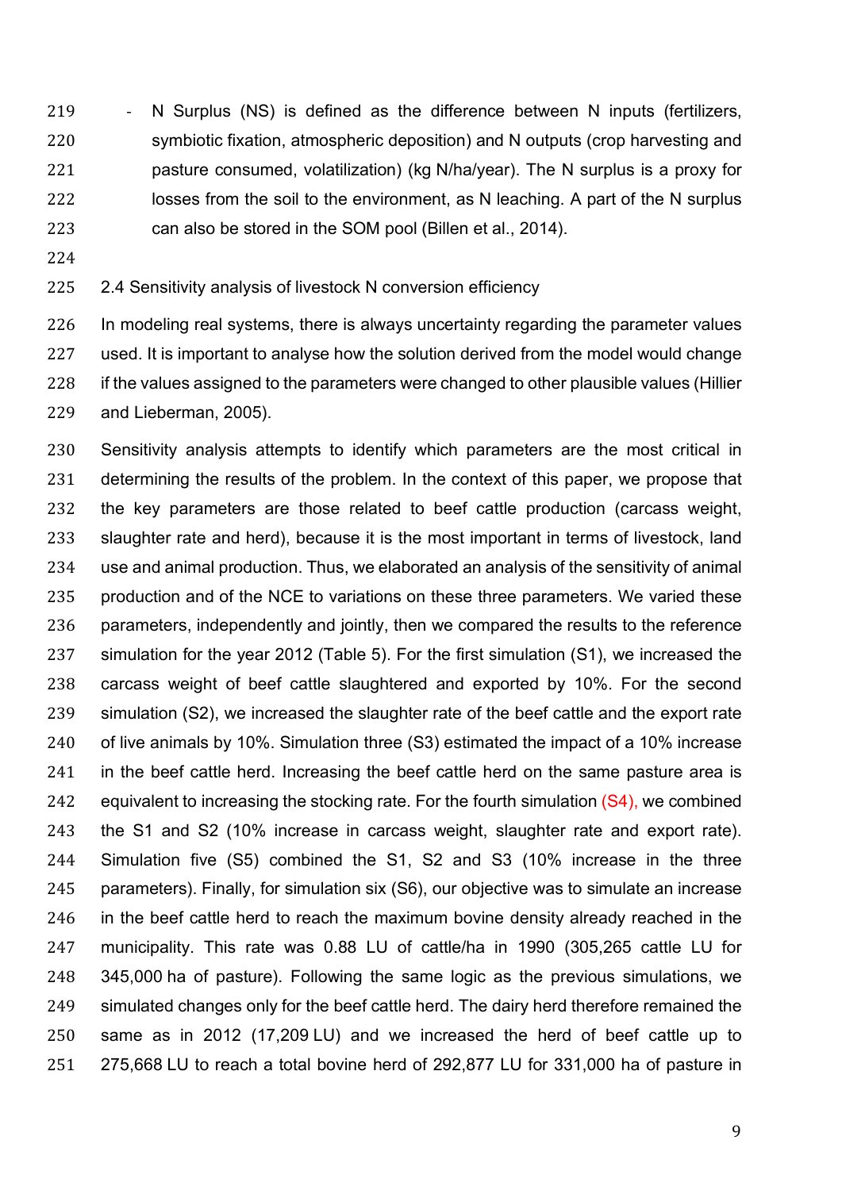- N Surplus (NS) is defined as the difference between N inputs (fertilizers, symbiotic fixation, atmospheric deposition) and N outputs (crop harvesting and pasture consumed, volatilization) (kg N/ha/year). The N surplus is a proxy for losses from the soil to the environment, as N leaching. A part of the N surplus can also be stored in the SOM pool (Billen et al., 2014).

### 2.4 Sensitivity analysis of livestock N conversion efficiency

In modeling real systems, there is always uncertainty regarding the parameter values used. It is important to analyse how the solution derived from the model would change if the values assigned to the parameters were changed to other plausible values (Hillier and Lieberman, 2005).

Sensitivity analysis attempts to identify which parameters are the most critical in determining the results of the problem. In the context of this paper, we propose that the key parameters are those related to beef cattle production (carcass weight, slaughter rate and herd), because it is the most important in terms of livestock, land use and animal production. Thus, we elaborated an analysis of the sensitivity of animal production and of the NCE to variations on these three parameters. We varied these parameters, independently and jointly, then we compared the results to the reference simulation for the year 2012 (Table 5). For the first simulation (S1), we increased the carcass weight of beef cattle slaughtered and exported by 10%. For the second simulation (S2), we increased the slaughter rate of the beef cattle and the export rate of live animals by 10%. Simulation three (S3) estimated the impact of a 10% increase in the beef cattle herd. Increasing the beef cattle herd on the same pasture area is equivalent to increasing the stocking rate. For the fourth simulation (S4), we combined the S1 and S2 (10% increase in carcass weight, slaughter rate and export rate). Simulation five (S5) combined the S1, S2 and S3 (10% increase in the three parameters). Finally, for simulation six (S6), our objective was to simulate an increase in the beef cattle herd to reach the maximum bovine density already reached in the municipality. This rate was 0.88 LU of cattle/ha in 1990 (305,265 cattle LU for 345,000 ha of pasture). Following the same logic as the previous simulations, we simulated changes only for the beef cattle herd. The dairy herd therefore remained the same as in 2012 (17,209 LU) and we increased the herd of beef cattle up to 275,668 LU to reach a total bovine herd of 292,877 LU for 331,000 ha of pasture in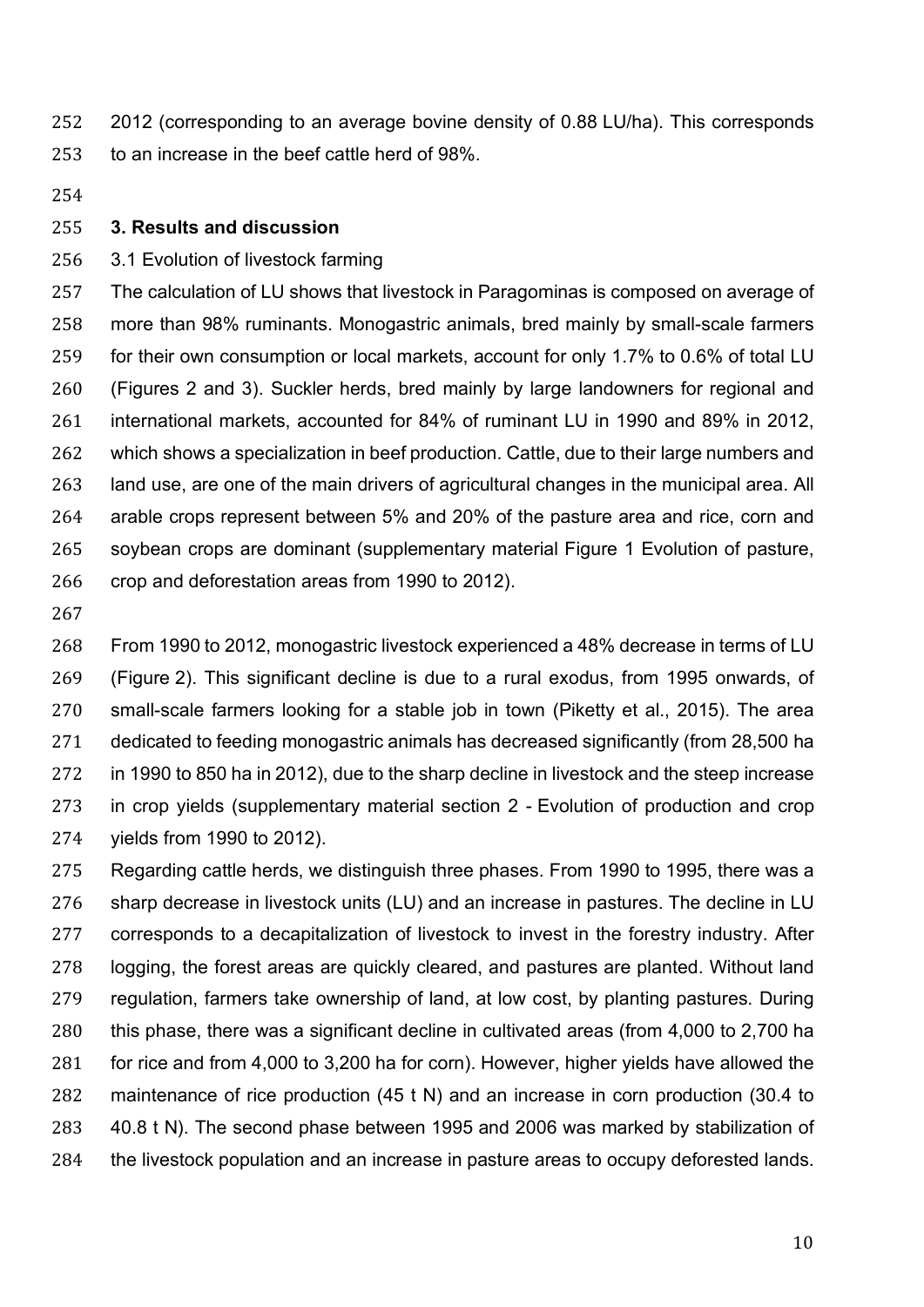2012 (corresponding to an average bovine density of 0.88 LU/ha). This corresponds to an increase in the beef cattle herd of 98%.

## 3. Results and discussion

### 3.1 Evolution of livestock farming

The calculation of LU shows that livestock in Paragominas is composed on average of more than 98% ruminants. Monogastric animals, bred mainly by small-scale farmers for their own consumption or local markets, account for only 1.7% to 0.6% of total LU (Figures 2 and 3). Suckler herds, bred mainly by large landowners for regional and international markets, accounted for 84% of ruminant LU in 1990 and 89% in 2012, which shows a specialization in beef production. Cattle, due to their large numbers and land use, are one of the main drivers of agricultural changes in the municipal area. All arable crops represent between 5% and 20% of the pasture area and rice, corn and soybean crops are dominant (supplementary material Figure 1 Evolution of pasture, crop and deforestation areas from 1990 to 2012).

From 1990 to 2012, monogastric livestock experienced a 48% decrease in terms of LU (Figure 2). This significant decline is due to a rural exodus, from 1995 onwards, of small-scale farmers looking for a stable job in town (Piketty et al., 2015). The area dedicated to feeding monogastric animals has decreased significantly (from 28,500 ha in 1990 to 850 ha in 2012), due to the sharp decline in livestock and the steep increase in crop yields (supplementary material section 2 - Evolution of production and crop yields from 1990 to 2012).

Regarding cattle herds, we distinguish three phases. From 1990 to 1995, there was a sharp decrease in livestock units (LU) and an increase in pastures. The decline in LU corresponds to a decapitalization of livestock to invest in the forestry industry. After logging, the forest areas are quickly cleared, and pastures are planted. Without land regulation, farmers take ownership of land, at low cost, by planting pastures. During this phase, there was a significant decline in cultivated areas (from 4,000 to 2,700 ha for rice and from 4,000 to 3,200 ha for corn). However, higher yields have allowed the maintenance of rice production (45 t N) and an increase in corn production (30.4 to 40.8 t N). The second phase between 1995 and 2006 was marked by stabilization of the livestock population and an increase in pasture areas to occupy deforested lands.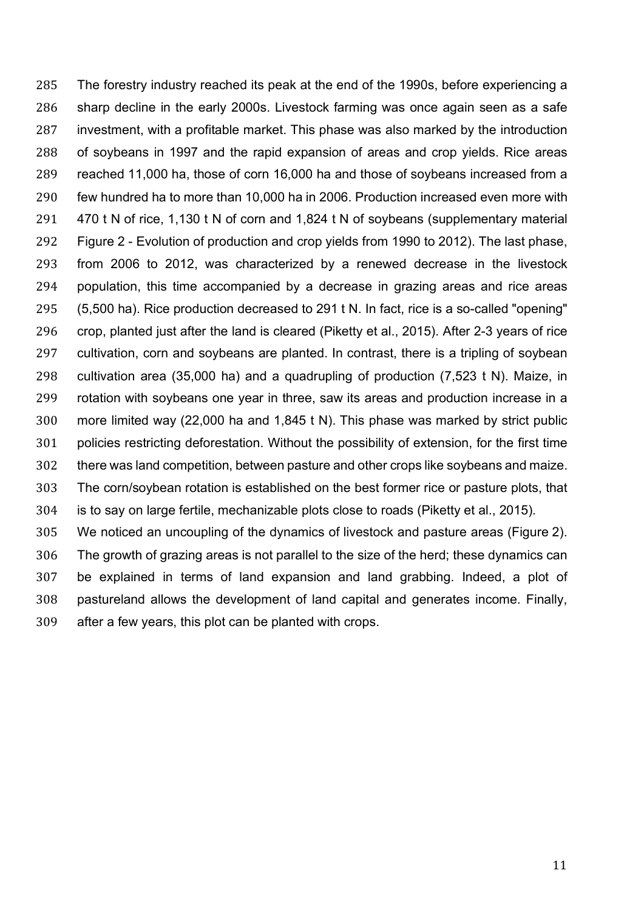The forestry industry reached its peak at the end of the 1990s, before experiencing a sharp decline in the early 2000s. Livestock farming was once again seen as a safe investment, with a profitable market. This phase was also marked by the introduction of soybeans in 1997 and the rapid expansion of areas and crop yields. Rice areas reached 11,000 ha, those of corn 16,000 ha and those of soybeans increased from a few hundred ha to more than 10,000 ha in 2006. Production increased even more with 470 t N of rice, 1,130 t N of corn and 1,824 t N of soybeans (supplementary material Figure 2 - Evolution of production and crop yields from 1990 to 2012). The last phase, from 2006 to 2012, was characterized by a renewed decrease in the livestock population, this time accompanied by a decrease in grazing areas and rice areas (5,500 ha). Rice production decreased to 291 t N. In fact, rice is a so-called "opening" crop, planted just after the land is cleared (Piketty et al., 2015). After 2-3 years of rice cultivation, corn and soybeans are planted. In contrast, there is a tripling of soybean cultivation area (35,000 ha) and a quadrupling of production (7,523 t N). Maize, in rotation with soybeans one year in three, saw its areas and production increase in a more limited way (22,000 ha and 1,845 t N). This phase was marked by strict public policies restricting deforestation. Without the possibility of extension, for the first time there was land competition, between pasture and other crops like soybeans and maize. The corn/soybean rotation is established on the best former rice or pasture plots, that is to say on large fertile, mechanizable plots close to roads (Piketty et al., 2015).

We noticed an uncoupling of the dynamics of livestock and pasture areas (Figure 2). The growth of grazing areas is not parallel to the size of the herd; these dynamics can be explained in terms of land expansion and land grabbing. Indeed, a plot of pastureland allows the development of land capital and generates income. Finally, after a few years, this plot can be planted with crops.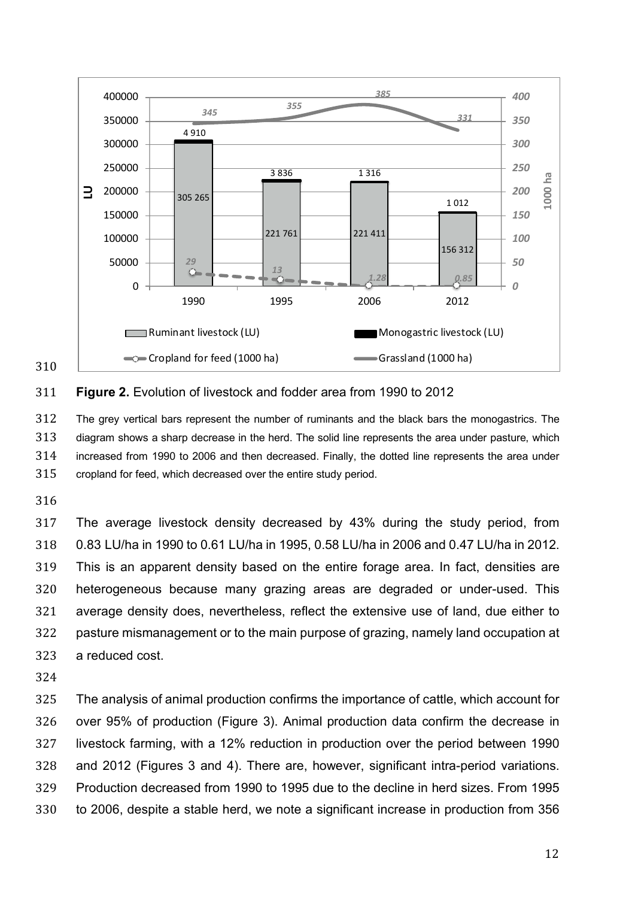**Figure 2.** Evolution of livestock and fodder area from 1990 to 2012

The grey vertical bars represent the number of ruminants and the black bars the monogastrics. The diagram shows a sharp decrease in the herd. The solid line represents the area under pasture, which increased from 1990 to 2006 and then decreased. Finally, the dotted line represents the area under cropland for feed, which decreased over the entire study period.

The average livestock density decreased by 43% during the study period, from 0.83 LU/ha in 1990 to 0.61 LU/ha in 1995, 0.58 LU/ha in 2006 and 0.47 LU/ha in 2012. This is an apparent density based on the entire forage area. In fact, densities are heterogeneous because many grazing areas are degraded or under-used. This average density does, nevertheless, reflect the extensive use of land, due either to pasture mismanagement or to the main purpose of grazing, namely land occupation at a reduced cost.

The analysis of animal production confirms the importance of cattle, which account for over 95% of production (Figure 3). Animal production data confirm the decrease in livestock farming, with a 12% reduction in production over the period between 1990 and 2012 (Figures 3 and 4). There are, however, significant intra-period variations. Production decreased from 1990 to 1995 due to the decline in herd sizes. From 1995 to 2006, despite a stable herd, we note a significant increase in production from 356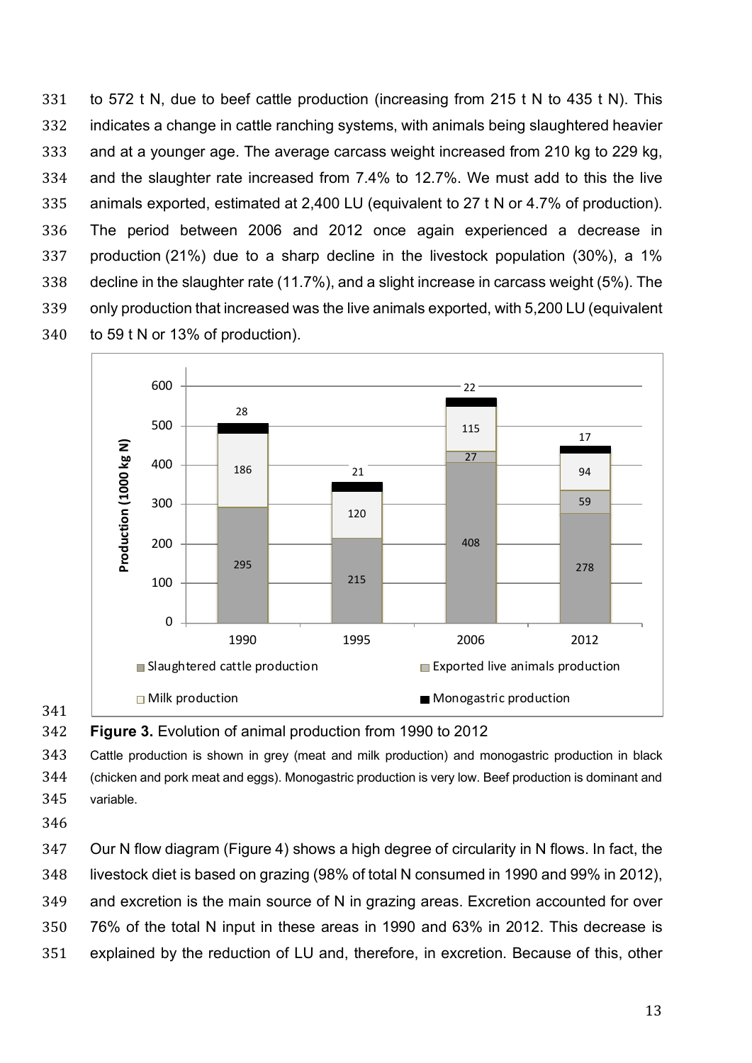to 572 t N, due to beef cattle production (increasing from 215 t N to 435 t N). This indicates a change in cattle ranching systems, with animals being slaughtered heavier and at a younger age. The average carcass weight increased from 210 kg to 229 kg, and the slaughter rate increased from 7.4% to 12.7%. We must add to this the live animals exported, estimated at 2,400 LU (equivalent to 27 t N or 4.7% of production). The period between 2006 and 2012 once again experienced a decrease in production (21%) due to a sharp decline in the livestock population (30%), a 1% decline in the slaughter rate (11.7%), and a slight increase in carcass weight (5%). The only production that increased was the live animals exported, with 5,200 LU (equivalent to 59 t N or 13% of production).

| Production (1000 kg N) | 1990 | 1995 | 2006 | 2012 |
|---|---|---|---|---|
| Slaughtered cattle production | 295 | 215 | 408 | 278 |
| Exported live animals production | | | 27 | 59 |
| Milk production | 186 | 120 | 115 | 94 |
| Monogastric production | 28 | 21 | 22 | 17 |

**Figure 3.** Evolution of animal production from 1990 to 2012

Cattle production is shown in grey (meat and milk production) and monogastric production in black (chicken and pork meat and eggs). Monogastric production is very low. Beef production is dominant and variable.

Our N flow diagram (Figure 4) shows a high degree of circularity in N flows. In fact, the livestock diet is based on grazing (98% of total N consumed in 1990 and 99% in 2012), and excretion is the main source of N in grazing areas. Excretion accounted for over 76% of the total N input in these areas in 1990 and 63% in 2012. This decrease is explained by the reduction of LU and, therefore, in excretion. Because of this, other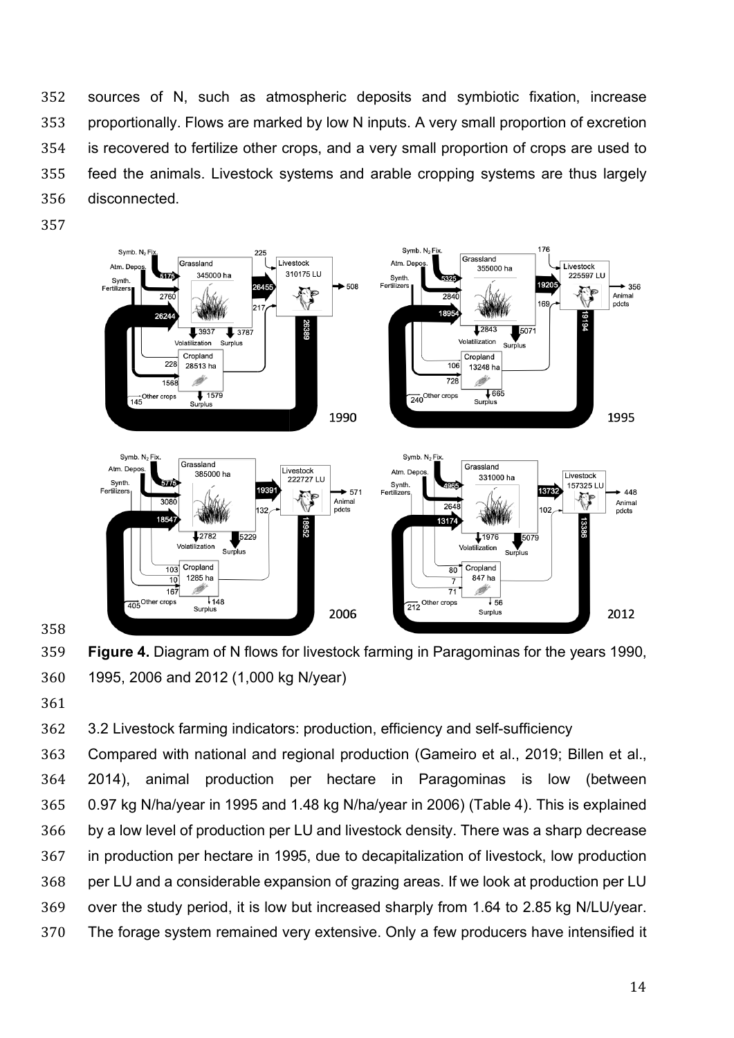sources of N, such as atmospheric deposits and symbiotic fixation, increase proportionally. Flows are marked by low N inputs. A very small proportion of excretion is recovered to fertilize other crops, and a very small proportion of crops are used to feed the animals. Livestock systems and arable cropping systems are thus largely disconnected.

**Figure 4.** Diagram of N flows for livestock farming in Paragominas for the years 1990, 1995, 2006 and 2012 (1,000 kg N/year)

3.2 Livestock farming indicators: production, efficiency and self-sufficiency

Compared with national and regional production (Gameiro et al., 2019; Billen et al., 2014), animal production per hectare in Paragominas is low (between 0.97 kg N/ha/year in 1995 and 1.48 kg N/ha/year in 2006) (Table 4). This is explained by a low level of production per LU and livestock density. There was a sharp decrease in production per hectare in 1995, due to decapitalization of livestock, low production per LU and a considerable expansion of grazing areas. If we look at production per LU over the study period, it is low but increased sharply from 1.64 to 2.85 kg N/LU/year. The forage system remained very extensive. Only a few producers have intensified it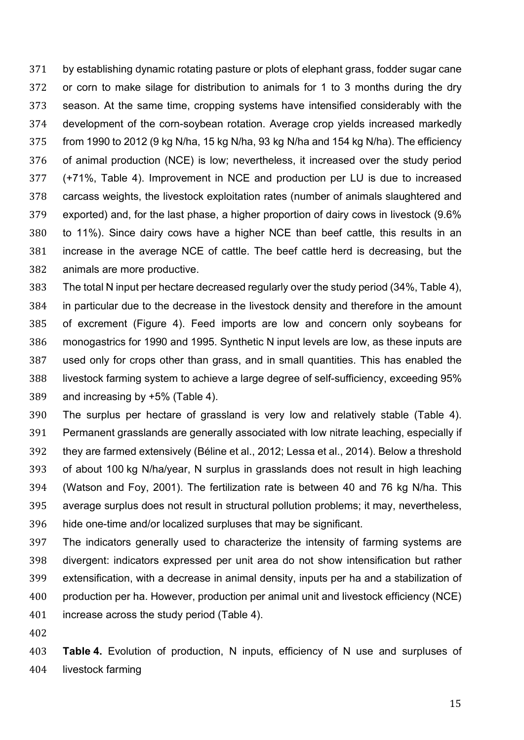by establishing dynamic rotating pasture or plots of elephant grass, fodder sugar cane or corn to make silage for distribution to animals for 1 to 3 months during the dry season. At the same time, cropping systems have intensified considerably with the development of the corn-soybean rotation. Average crop yields increased markedly from 1990 to 2012 (9 kg N/ha, 15 kg N/ha, 93 kg N/ha and 154 kg N/ha). The efficiency of animal production (NCE) is low; nevertheless, it increased over the study period (+71%, Table 4). Improvement in NCE and production per LU is due to increased carcass weights, the livestock exploitation rates (number of animals slaughtered and exported) and, for the last phase, a higher proportion of dairy cows in livestock (9.6% to 11%). Since dairy cows have a higher NCE than beef cattle, this results in an increase in the average NCE of cattle. The beef cattle herd is decreasing, but the animals are more productive.

The total N input per hectare decreased regularly over the study period (34%, Table 4), in particular due to the decrease in the livestock density and therefore in the amount of excrement (Figure 4). Feed imports are low and concern only soybeans for monogastrics for 1990 and 1995. Synthetic N input levels are low, as these inputs are used only for crops other than grass, and in small quantities. This has enabled the livestock farming system to achieve a large degree of self-sufficiency, exceeding 95% and increasing by +5% (Table 4).

The surplus per hectare of grassland is very low and relatively stable (Table 4). Permanent grasslands are generally associated with low nitrate leaching, especially if they are farmed extensively (Béline et al., 2012; Lessa et al., 2014). Below a threshold of about 100 kg N/ha/year, N surplus in grasslands does not result in high leaching (Watson and Foy, 2001). The fertilization rate is between 40 and 76 kg N/ha. This average surplus does not result in structural pollution problems; it may, nevertheless, hide one-time and/or localized surpluses that may be significant.

The indicators generally used to characterize the intensity of farming systems are divergent: indicators expressed per unit area do not show intensification but rather extensification, with a decrease in animal density, inputs per ha and a stabilization of production per ha. However, production per animal unit and livestock efficiency (NCE) increase across the study period (Table 4).

**Table 4.** Evolution of production, N inputs, efficiency of N use and surpluses of livestock farming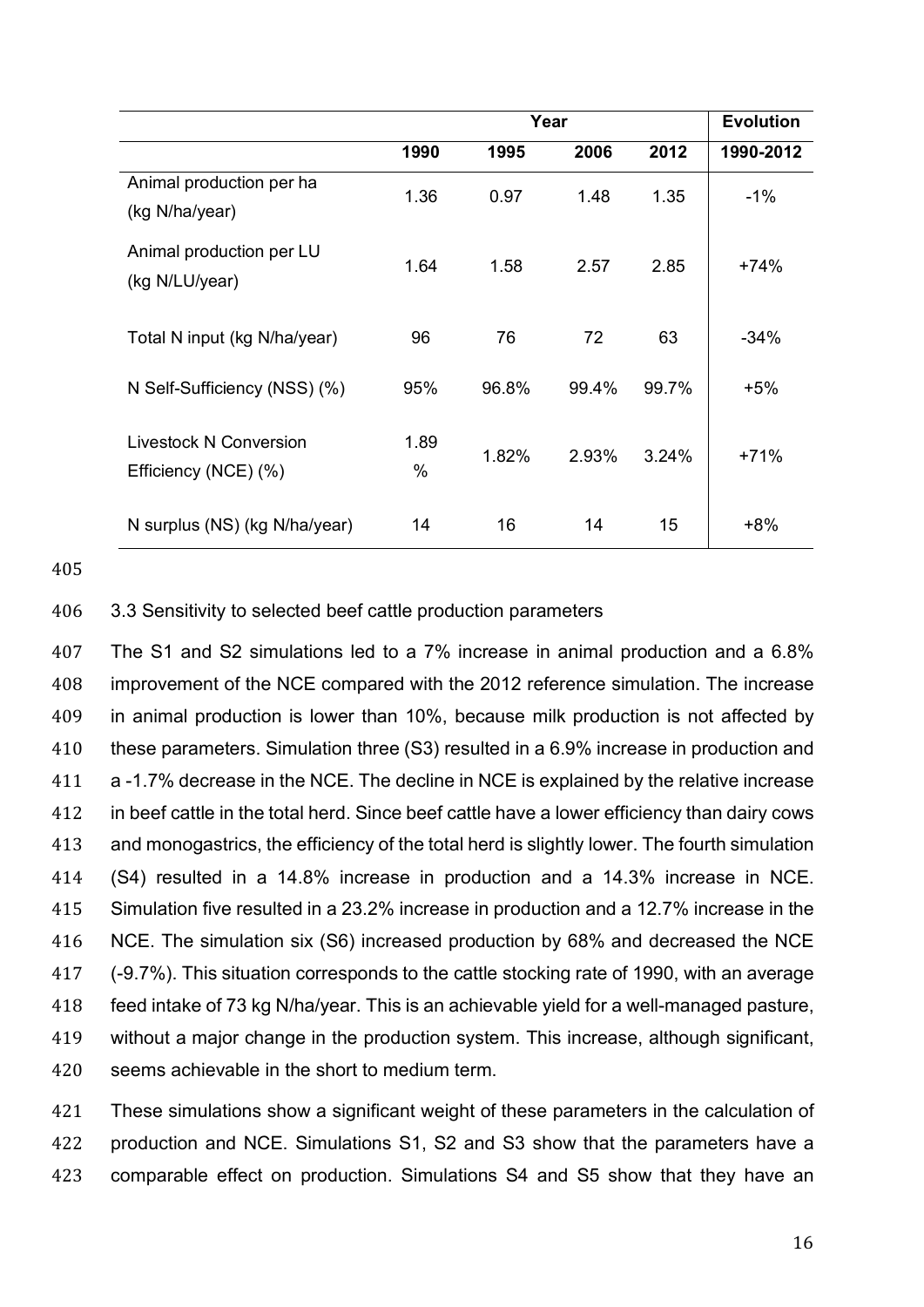| | Year | | | | Evolution |
|---|---|---|---|---|---|
| | 1990 | 1995 | 2006 | 2012 | 1990-2012 |
| Animal production per ha (kg N/ha/year) | 1.36 | 0.97 | 1.48 | 1.35 | -1% |
| Animal production per LU (kg N/LU/year) | 1.64 | 1.58 | 2.57 | 2.85 | +74% |
| Total N input (kg N/ha/year) | 96 | 76 | 72 | 63 | -34% |
| N Self-Sufficiency (NSS) (%) | 95% | 96.8% | 99.4% | 99.7% | +5% |
| Livestock N Conversion Efficiency (NCE) (%) | 1.89 % | 1.82% | 2.93% | 3.24% | +71% |
| N surplus (NS) (kg N/ha/year) | 14 | 16 | 14 | 15 | +8% |

### 3.3 Sensitivity to selected beef cattle production parameters

The S1 and S2 simulations led to a 7% increase in animal production and a 6.8% improvement of the NCE compared with the 2012 reference simulation. The increase in animal production is lower than 10%, because milk production is not affected by these parameters. Simulation three (S3) resulted in a 6.9% increase in production and a -1.7% decrease in the NCE. The decline in NCE is explained by the relative increase in beef cattle in the total herd. Since beef cattle have a lower efficiency than dairy cows and monogastrics, the efficiency of the total herd is slightly lower. The fourth simulation (S4) resulted in a 14.8% increase in production and a 14.3% increase in NCE. Simulation five resulted in a 23.2% increase in production and a 12.7% increase in the NCE. The simulation six (S6) increased production by 68% and decreased the NCE (-9.7%). This situation corresponds to the cattle stocking rate of 1990, with an average feed intake of 73 kg N/ha/year. This is an achievable yield for a well-managed pasture, without a major change in the production system. This increase, although significant, seems achievable in the short to medium term.

These simulations show a significant weight of these parameters in the calculation of production and NCE. Simulations S1, S2 and S3 show that the parameters have a comparable effect on production. Simulations S4 and S5 show that they have an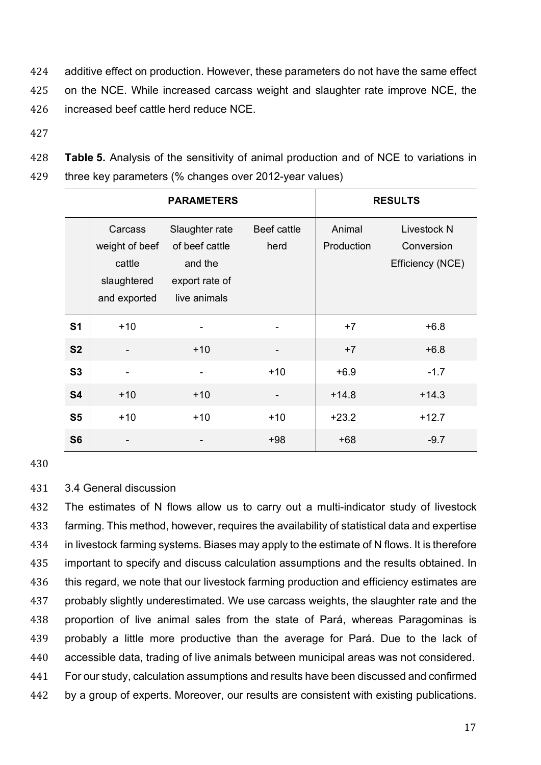additive effect on production. However, these parameters do not have the same effect on the NCE. While increased carcass weight and slaughter rate improve NCE, the increased beef cattle herd reduce NCE.

**Table 5.** Analysis of the sensitivity of animal production and of NCE to variations in three key parameters (% changes over 2012-year values)

| | PARAMETERS | | | RESULTS | |
|---|---|---|---|---|---|
| | Carcass weight of beef cattle slaughtered and exported | Slaughter rate of beef cattle and the export rate of live animals | Beef cattle herd | Animal Production | Livestock N Conversion Efficiency (NCE) |
| **S1** | +10 | - | - | +7 | +6.8 |
| **S2** | - | +10 | - | +7 | +6.8 |
| **S3** | - | - | +10 | +6.9 | -1.7 |
| **S4** | +10 | +10 | - | +14.8 | +14.3 |
| **S5** | +10 | +10 | +10 | +23.2 | +12.7 |
| **S6** | - | - | +98 | +68 | -9.7 |

3.4 General discussion

The estimates of N flows allow us to carry out a multi-indicator study of livestock farming. This method, however, requires the availability of statistical data and expertise in livestock farming systems. Biases may apply to the estimate of N flows. It is therefore important to specify and discuss calculation assumptions and the results obtained. In this regard, we note that our livestock farming production and efficiency estimates are probably slightly underestimated. We use carcass weights, the slaughter rate and the proportion of live animal sales from the state of Pará, whereas Paragominas is probably a little more productive than the average for Pará. Due to the lack of accessible data, trading of live animals between municipal areas was not considered. For our study, calculation assumptions and results have been discussed and confirmed by a group of experts. Moreover, our results are consistent with existing publications.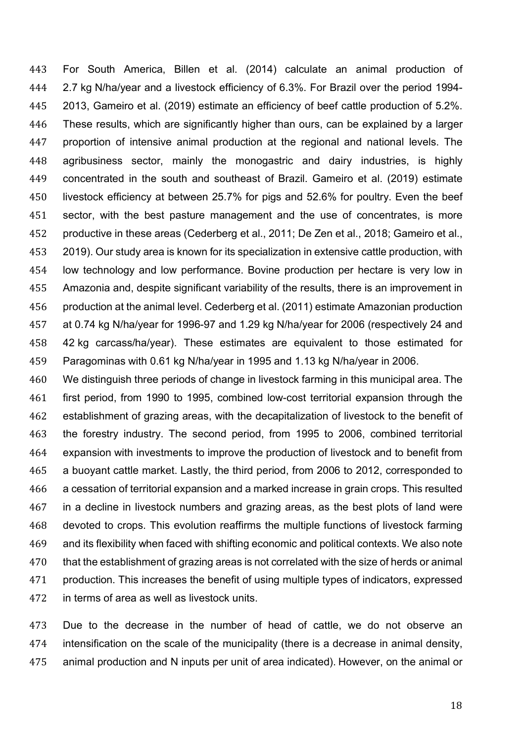For South America, Billen et al. (2014) calculate an animal production of 2.7 kg N/ha/year and a livestock efficiency of 6.3%. For Brazil over the period 1994-2013, Gameiro et al. (2019) estimate an efficiency of beef cattle production of 5.2%. These results, which are significantly higher than ours, can be explained by a larger proportion of intensive animal production at the regional and national levels. The agribusiness sector, mainly the monogastric and dairy industries, is highly concentrated in the south and southeast of Brazil. Gameiro et al. (2019) estimate livestock efficiency at between 25.7% for pigs and 52.6% for poultry. Even the beef sector, with the best pasture management and the use of concentrates, is more productive in these areas (Cederberg et al., 2011; De Zen et al., 2018; Gameiro et al., 2019). Our study area is known for its specialization in extensive cattle production, with low technology and low performance. Bovine production per hectare is very low in Amazonia and, despite significant variability of the results, there is an improvement in production at the animal level. Cederberg et al. (2011) estimate Amazonian production at 0.74 kg N/ha/year for 1996-97 and 1.29 kg N/ha/year for 2006 (respectively 24 and 42 kg carcass/ha/year). These estimates are equivalent to those estimated for Paragominas with 0.61 kg N/ha/year in 1995 and 1.13 kg N/ha/year in 2006.

We distinguish three periods of change in livestock farming in this municipal area. The first period, from 1990 to 1995, combined low-cost territorial expansion through the establishment of grazing areas, with the decapitalization of livestock to the benefit of the forestry industry. The second period, from 1995 to 2006, combined territorial expansion with investments to improve the production of livestock and to benefit from a buoyant cattle market. Lastly, the third period, from 2006 to 2012, corresponded to a cessation of territorial expansion and a marked increase in grain crops. This resulted in a decline in livestock numbers and grazing areas, as the best plots of land were devoted to crops. This evolution reaffirms the multiple functions of livestock farming and its flexibility when faced with shifting economic and political contexts. We also note that the establishment of grazing areas is not correlated with the size of herds or animal production. This increases the benefit of using multiple types of indicators, expressed in terms of area as well as livestock units.

Due to the decrease in the number of head of cattle, we do not observe an intensification on the scale of the municipality (there is a decrease in animal density, animal production and N inputs per unit of area indicated). However, on the animal or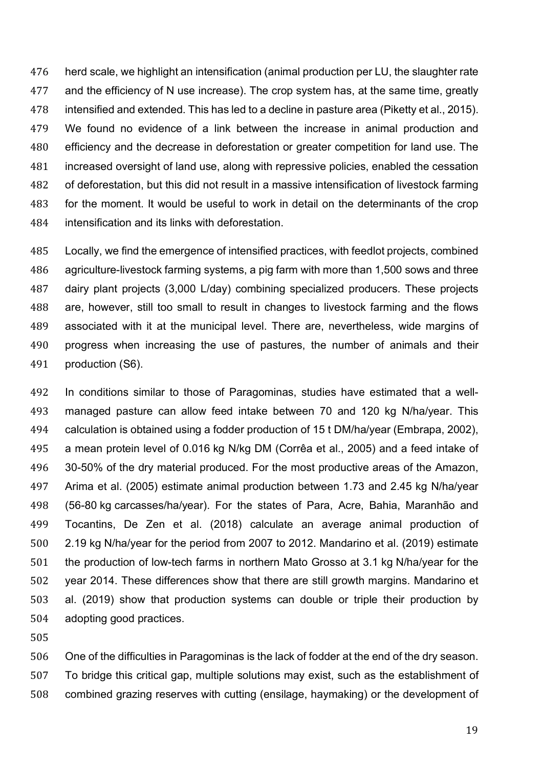herd scale, we highlight an intensification (animal production per LU, the slaughter rate and the efficiency of N use increase). The crop system has, at the same time, greatly intensified and extended. This has led to a decline in pasture area (Piketty et al., 2015). We found no evidence of a link between the increase in animal production and efficiency and the decrease in deforestation or greater competition for land use. The increased oversight of land use, along with repressive policies, enabled the cessation of deforestation, but this did not result in a massive intensification of livestock farming for the moment. It would be useful to work in detail on the determinants of the crop intensification and its links with deforestation.

Locally, we find the emergence of intensified practices, with feedlot projects, combined agriculture-livestock farming systems, a pig farm with more than 1,500 sows and three dairy plant projects (3,000 L/day) combining specialized producers. These projects are, however, still too small to result in changes to livestock farming and the flows associated with it at the municipal level. There are, nevertheless, wide margins of progress when increasing the use of pastures, the number of animals and their production (S6).

In conditions similar to those of Paragominas, studies have estimated that a well-managed pasture can allow feed intake between 70 and 120 kg N/ha/year. This calculation is obtained using a fodder production of 15 t DM/ha/year (Embrapa, 2002), a mean protein level of 0.016 kg N/kg DM (Corrêa et al., 2005) and a feed intake of 30-50% of the dry material produced. For the most productive areas of the Amazon, Arima et al. (2005) estimate animal production between 1.73 and 2.45 kg N/ha/year (56-80 kg carcasses/ha/year). For the states of Para, Acre, Bahia, Maranhão and Tocantins, De Zen et al. (2018) calculate an average animal production of 2.19 kg N/ha/year for the period from 2007 to 2012. Mandarino et al. (2019) estimate the production of low-tech farms in northern Mato Grosso at 3.1 kg N/ha/year for the year 2014. These differences show that there are still growth margins. Mandarino et al. (2019) show that production systems can double or triple their production by adopting good practices.

One of the difficulties in Paragominas is the lack of fodder at the end of the dry season. To bridge this critical gap, multiple solutions may exist, such as the establishment of combined grazing reserves with cutting (ensilage, haymaking) or the development of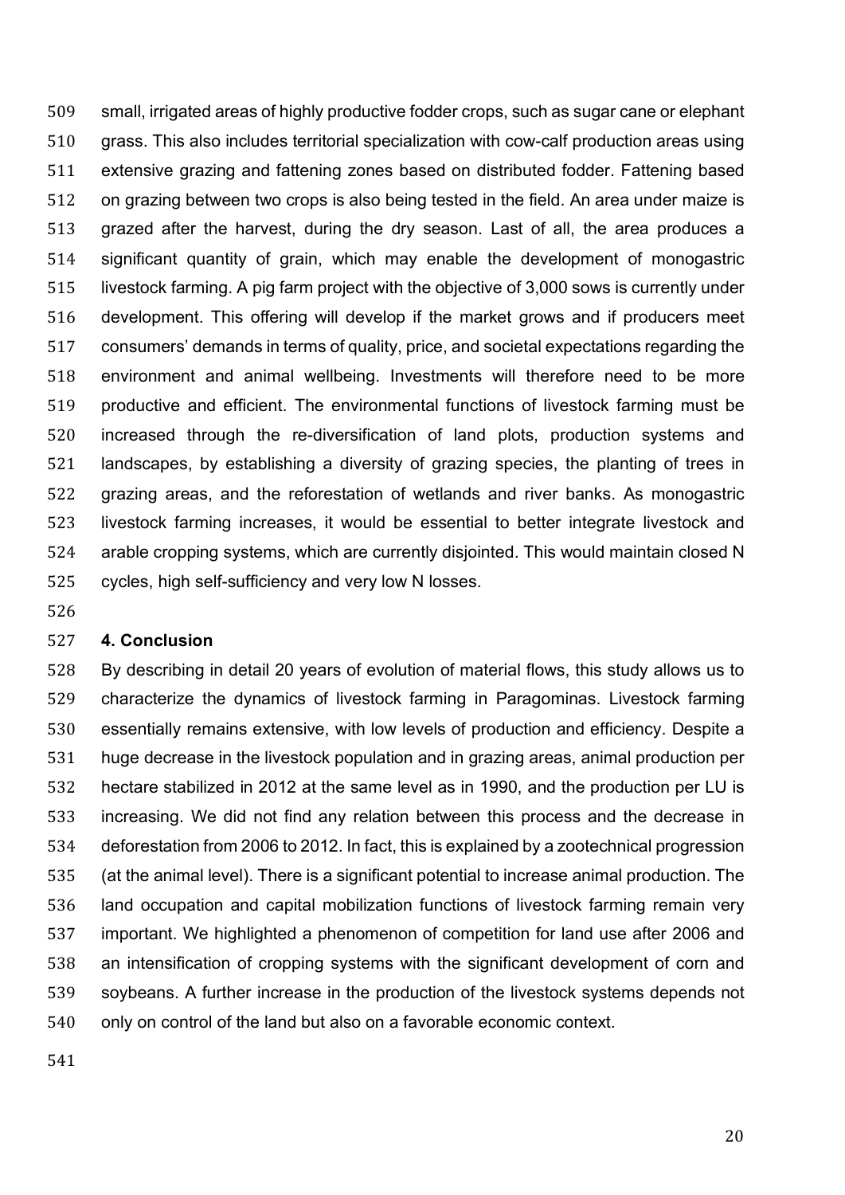small, irrigated areas of highly productive fodder crops, such as sugar cane or elephant grass. This also includes territorial specialization with cow-calf production areas using extensive grazing and fattening zones based on distributed fodder. Fattening based on grazing between two crops is also being tested in the field. An area under maize is grazed after the harvest, during the dry season. Last of all, the area produces a significant quantity of grain, which may enable the development of monogastric livestock farming. A pig farm project with the objective of 3,000 sows is currently under development. This offering will develop if the market grows and if producers meet consumers' demands in terms of quality, price, and societal expectations regarding the environment and animal wellbeing. Investments will therefore need to be more productive and efficient. The environmental functions of livestock farming must be increased through the re-diversification of land plots, production systems and landscapes, by establishing a diversity of grazing species, the planting of trees in grazing areas, and the reforestation of wetlands and river banks. As monogastric livestock farming increases, it would be essential to better integrate livestock and arable cropping systems, which are currently disjointed. This would maintain closed N cycles, high self-sufficiency and very low N losses.

## 4. Conclusion

By describing in detail 20 years of evolution of material flows, this study allows us to characterize the dynamics of livestock farming in Paragominas. Livestock farming essentially remains extensive, with low levels of production and efficiency. Despite a huge decrease in the livestock population and in grazing areas, animal production per hectare stabilized in 2012 at the same level as in 1990, and the production per LU is increasing. We did not find any relation between this process and the decrease in deforestation from 2006 to 2012. In fact, this is explained by a zootechnical progression (at the animal level). There is a significant potential to increase animal production. The land occupation and capital mobilization functions of livestock farming remain very important. We highlighted a phenomenon of competition for land use after 2006 and an intensification of cropping systems with the significant development of corn and soybeans. A further increase in the production of the livestock systems depends not only on control of the land but also on a favorable economic context.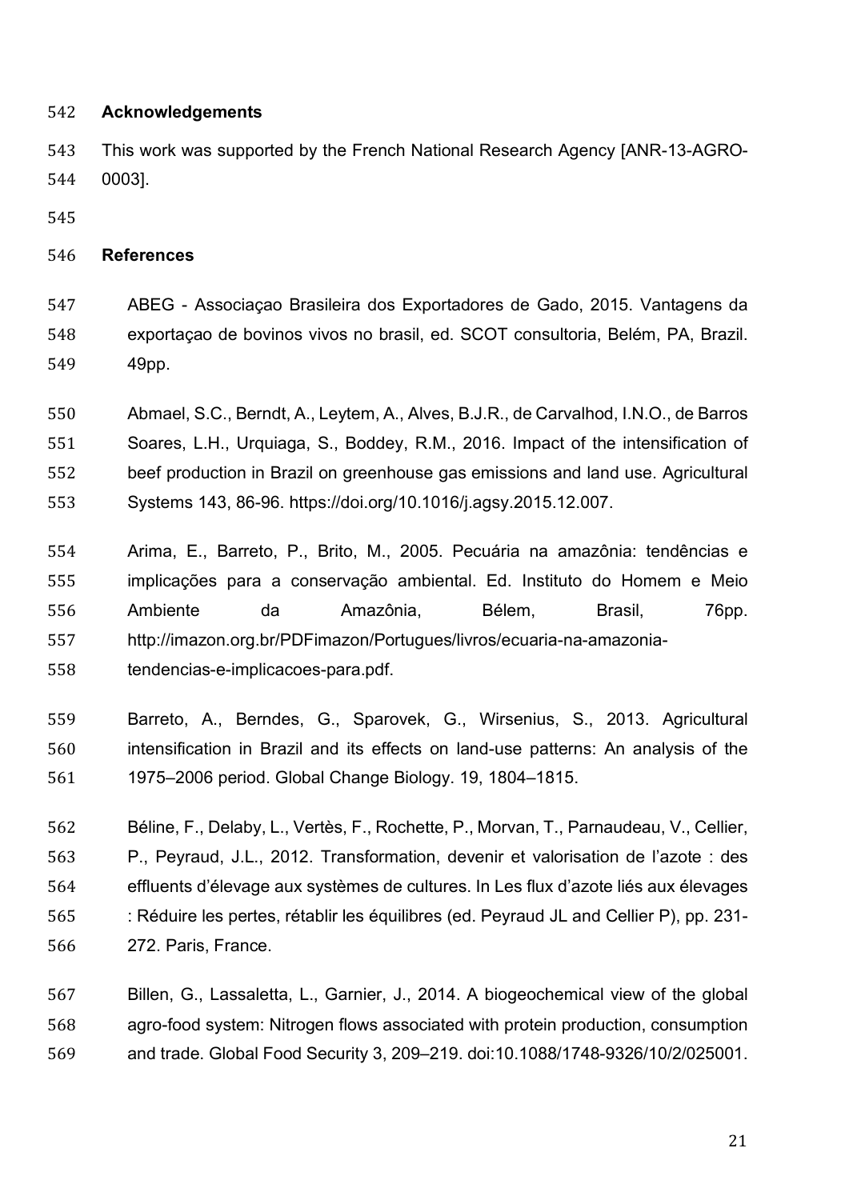## Acknowledgements

This work was supported by the French National Research Agency [ANR-13-AGRO-0003].

## References

ABEG - Associaçao Brasileira dos Exportadores de Gado, 2015. Vantagens da exportaçao de bovinos vivos no brasil, ed. SCOT consultoria, Belém, PA, Brazil. 49pp.

Abmael, S.C., Berndt, A., Leytem, A., Alves, B.J.R., de Carvalhod, I.N.O., de Barros Soares, L.H., Urquiaga, S., Boddey, R.M., 2016. Impact of the intensification of beef production in Brazil on greenhouse gas emissions and land use. Agricultural Systems 143, 86-96. https://doi.org/10.1016/j.agsy.2015.12.007.

Arima, E., Barreto, P., Brito, M., 2005. Pecuária na amazônia: tendências e implicações para a conservação ambiental. Ed. Instituto do Homem e Meio Ambiente da Amazônia, Bélem, Brasil, 76pp. http://imazon.org.br/PDFimazon/Portugues/livros/ecuaria-na-amazonia-tendencias-e-implicacoes-para.pdf.

Barreto, A., Berndes, G., Sparovek, G., Wirsenius, S., 2013. Agricultural intensification in Brazil and its effects on land-use patterns: An analysis of the 1975–2006 period. Global Change Biology. 19, 1804–1815.

Béline, F., Delaby, L., Vertès, F., Rochette, P., Morvan, T., Parnaudeau, V., Cellier, P., Peyraud, J.L., 2012. Transformation, devenir et valorisation de l'azote : des effluents d'élevage aux systèmes de cultures. In Les flux d'azote liés aux élevages : Réduire les pertes, rétablir les équilibres (ed. Peyraud JL and Cellier P), pp. 231-272. Paris, France.

Billen, G., Lassaletta, L., Garnier, J., 2014. A biogeochemical view of the global agro-food system: Nitrogen flows associated with protein production, consumption and trade. Global Food Security 3, 209–219. doi:10.1088/1748-9326/10/2/025001.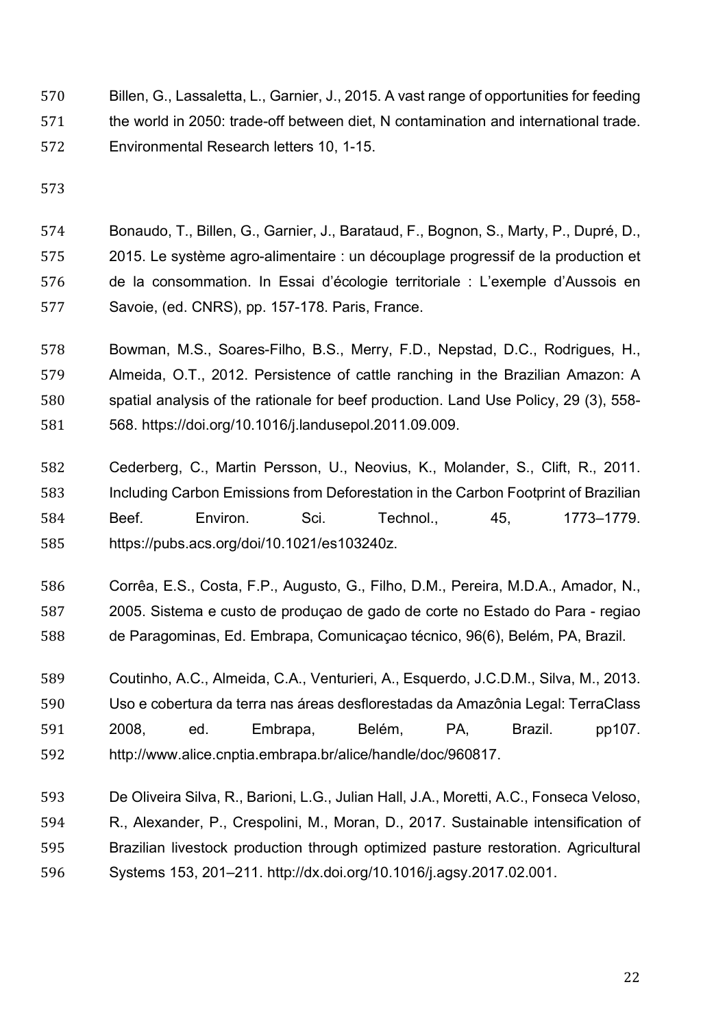Billen, G., Lassaletta, L., Garnier, J., 2015. A vast range of opportunities for feeding the world in 2050: trade-off between diet, N contamination and international trade. Environmental Research letters 10, 1-15.

Bonaudo, T., Billen, G., Garnier, J., Barataud, F., Bognon, S., Marty, P., Dupré, D., 2015. Le système agro-alimentaire : un découplage progressif de la production et de la consommation. In Essai d'écologie territoriale : L'exemple d'Aussois en Savoie, (ed. CNRS), pp. 157-178. Paris, France.

Bowman, M.S., Soares-Filho, B.S., Merry, F.D., Nepstad, D.C., Rodrigues, H., Almeida, O.T., 2012. Persistence of cattle ranching in the Brazilian Amazon: A spatial analysis of the rationale for beef production. Land Use Policy, 29 (3), 558-568. https://doi.org/10.1016/j.landusepol.2011.09.009.

Cederberg, C., Martin Persson, U., Neovius, K., Molander, S., Clift, R., 2011. Including Carbon Emissions from Deforestation in the Carbon Footprint of Brazilian Beef. Environ. Sci. Technol., 45, 1773–1779. https://pubs.acs.org/doi/10.1021/es103240z.

Corrêa, E.S., Costa, F.P., Augusto, G., Filho, D.M., Pereira, M.D.A., Amador, N., 2005. Sistema e custo de produçao de gado de corte no Estado do Para - regiao de Paragominas, Ed. Embrapa, Comunicaçao técnico, 96(6), Belém, PA, Brazil.

Coutinho, A.C., Almeida, C.A., Venturieri, A., Esquerdo, J.C.D.M., Silva, M., 2013. Uso e cobertura da terra nas áreas desflorestadas da Amazônia Legal: TerraClass 2008, ed. Embrapa, Belém, PA, Brazil. pp107. http://www.alice.cnptia.embrapa.br/alice/handle/doc/960817.

De Oliveira Silva, R., Barioni, L.G., Julian Hall, J.A., Moretti, A.C., Fonseca Veloso, R., Alexander, P., Crespolini, M., Moran, D., 2017. Sustainable intensification of Brazilian livestock production through optimized pasture restoration. Agricultural Systems 153, 201–211. http://dx.doi.org/10.1016/j.agsy.2017.02.001.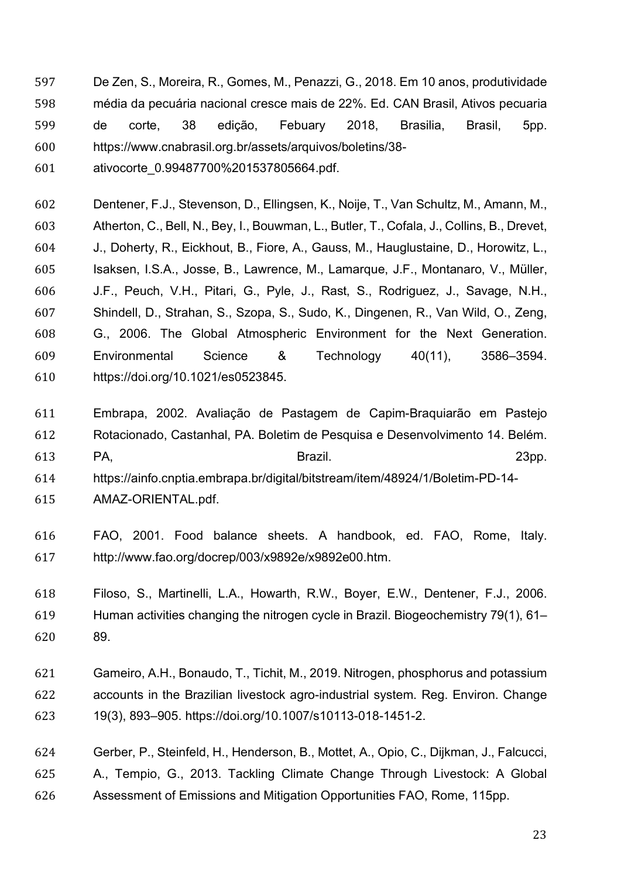De Zen, S., Moreira, R., Gomes, M., Penazzi, G., 2018. Em 10 anos, produtividade média da pecuária nacional cresce mais de 22%. Ed. CAN Brasil, Ativos pecuaria de corte, 38 edição, Febuary 2018, Brasilia, Brasil, 5pp. https://www.cnabrasil.org.br/assets/arquivos/boletins/38-ativocorte_0.99487700%201537805664.pdf.

Dentener, F.J., Stevenson, D., Ellingsen, K., Noije, T., Van Schultz, M., Amann, M., Atherton, C., Bell, N., Bey, I., Bouwman, L., Butler, T., Cofala, J., Collins, B., Drevet, J., Doherty, R., Eickhout, B., Fiore, A., Gauss, M., Hauglustaine, D., Horowitz, L., Isaksen, I.S.A., Josse, B., Lawrence, M., Lamarque, J.F., Montanaro, V., Müller, J.F., Peuch, V.H., Pitari, G., Pyle, J., Rast, S., Rodriguez, J., Savage, N.H., Shindell, D., Strahan, S., Szopa, S., Sudo, K., Dingenen, R., Van Wild, O., Zeng, G., 2006. The Global Atmospheric Environment for the Next Generation. Environmental Science & Technology 40(11), 3586–3594. https://doi.org/10.1021/es0523845.

Embrapa, 2002. Avaliação de Pastagem de Capim-Braquiarão em Pastejo Rotacionado, Castanhal, PA. Boletim de Pesquisa e Desenvolvimento 14. Belém. PA, Brazil. 23pp. https://ainfo.cnptia.embrapa.br/digital/bitstream/item/48924/1/Boletim-PD-14-AMAZ-ORIENTAL.pdf.

FAO, 2001. Food balance sheets. A handbook, ed. FAO, Rome, Italy. http://www.fao.org/docrep/003/x9892e/x9892e00.htm.

Filoso, S., Martinelli, L.A., Howarth, R.W., Boyer, E.W., Dentener, F.J., 2006. Human activities changing the nitrogen cycle in Brazil. Biogeochemistry 79(1), 61–89.

Gameiro, A.H., Bonaudo, T., Tichit, M., 2019. Nitrogen, phosphorus and potassium accounts in the Brazilian livestock agro-industrial system. Reg. Environ. Change 19(3), 893–905. https://doi.org/10.1007/s10113-018-1451-2.

Gerber, P., Steinfeld, H., Henderson, B., Mottet, A., Opio, C., Dijkman, J., Falcucci, A., Tempio, G., 2013. Tackling Climate Change Through Livestock: A Global Assessment of Emissions and Mitigation Opportunities FAO, Rome, 115pp.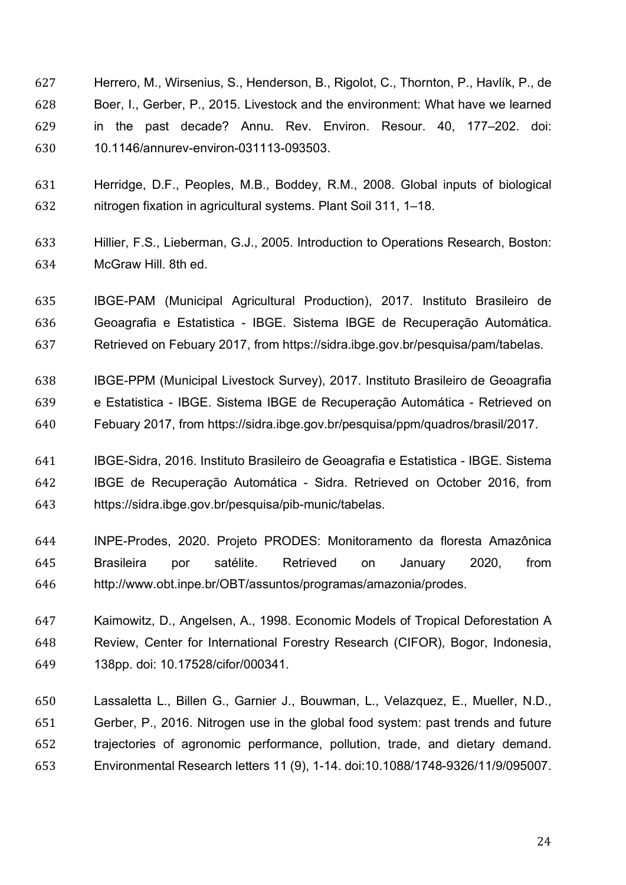Herrero, M., Wirsenius, S., Henderson, B., Rigolot, C., Thornton, P., Havlík, P., de Boer, I., Gerber, P., 2015. Livestock and the environment: What have we learned in the past decade? Annu. Rev. Environ. Resour. 40, 177–202. doi: 10.1146/annurev-environ-031113-093503.

Herridge, D.F., Peoples, M.B., Boddey, R.M., 2008. Global inputs of biological nitrogen fixation in agricultural systems. Plant Soil 311, 1–18.

Hillier, F.S., Lieberman, G.J., 2005. Introduction to Operations Research, Boston: McGraw Hill. 8th ed.

IBGE-PAM (Municipal Agricultural Production), 2017. Instituto Brasileiro de Geoagrafia e Estatistica - IBGE. Sistema IBGE de Recuperação Automática. Retrieved on Febuary 2017, from https://sidra.ibge.gov.br/pesquisa/pam/tabelas.

IBGE-PPM (Municipal Livestock Survey), 2017. Instituto Brasileiro de Geoagrafia e Estatistica - IBGE. Sistema IBGE de Recuperação Automática - Retrieved on Febuary 2017, from https://sidra.ibge.gov.br/pesquisa/ppm/quadros/brasil/2017.

IBGE-Sidra, 2016. Instituto Brasileiro de Geoagrafia e Estatistica - IBGE. Sistema IBGE de Recuperação Automática - Sidra. Retrieved on October 2016, from https://sidra.ibge.gov.br/pesquisa/pib-munic/tabelas.

INPE-Prodes, 2020. Projeto PRODES: Monitoramento da floresta Amazônica Brasileira por satélite. Retrieved on January 2020, from http://www.obt.inpe.br/OBT/assuntos/programas/amazonia/prodes.

Kaimowitz, D., Angelsen, A., 1998. Economic Models of Tropical Deforestation A Review, Center for International Forestry Research (CIFOR), Bogor, Indonesia, 138pp. doi: 10.17528/cifor/000341.

Lassaletta L., Billen G., Garnier J., Bouwman, L., Velazquez, E., Mueller, N.D., Gerber, P., 2016. Nitrogen use in the global food system: past trends and future trajectories of agronomic performance, pollution, trade, and dietary demand. Environmental Research letters 11 (9), 1-14. doi:10.1088/1748-9326/11/9/095007.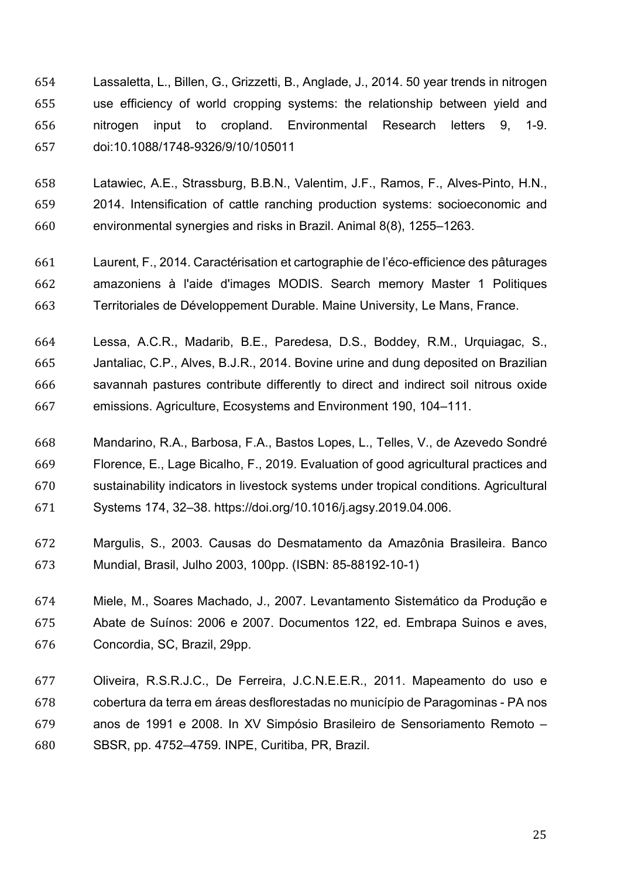Lassaletta, L., Billen, G., Grizzetti, B., Anglade, J., 2014. 50 year trends in nitrogen use efficiency of world cropping systems: the relationship between yield and nitrogen input to cropland. Environmental Research letters 9, 1-9. doi:10.1088/1748-9326/9/10/105011

Latawiec, A.E., Strassburg, B.B.N., Valentim, J.F., Ramos, F., Alves-Pinto, H.N., 2014. Intensification of cattle ranching production systems: socioeconomic and environmental synergies and risks in Brazil. Animal 8(8), 1255–1263.

Laurent, F., 2014. Caractérisation et cartographie de l'éco-efficience des pâturages amazoniens à l'aide d'images MODIS. Search memory Master 1 Politiques Territoriales de Développement Durable. Maine University, Le Mans, France.

Lessa, A.C.R., Madarib, B.E., Paredesa, D.S., Boddey, R.M., Urquiagac, S., Jantaliac, C.P., Alves, B.J.R., 2014. Bovine urine and dung deposited on Brazilian savannah pastures contribute differently to direct and indirect soil nitrous oxide emissions. Agriculture, Ecosystems and Environment 190, 104–111.

Mandarino, R.A., Barbosa, F.A., Bastos Lopes, L., Telles, V., de Azevedo Sondré Florence, E., Lage Bicalho, F., 2019. Evaluation of good agricultural practices and sustainability indicators in livestock systems under tropical conditions. Agricultural Systems 174, 32–38. https://doi.org/10.1016/j.agsy.2019.04.006.

Margulis, S., 2003. Causas do Desmatamento da Amazônia Brasileira. Banco Mundial, Brasil, Julho 2003, 100pp. (ISBN: 85-88192-10-1)

Miele, M., Soares Machado, J., 2007. Levantamento Sistemático da Produção e Abate de Suínos: 2006 e 2007. Documentos 122, ed. Embrapa Suinos e aves, Concordia, SC, Brazil, 29pp.

Oliveira, R.S.R.J.C., De Ferreira, J.C.N.E.E.R., 2011. Mapeamento do uso e cobertura da terra em áreas desflorestadas no município de Paragominas - PA nos anos de 1991 e 2008. In XV Simpósio Brasileiro de Sensoriamento Remoto – SBSR, pp. 4752–4759. INPE, Curitiba, PR, Brazil.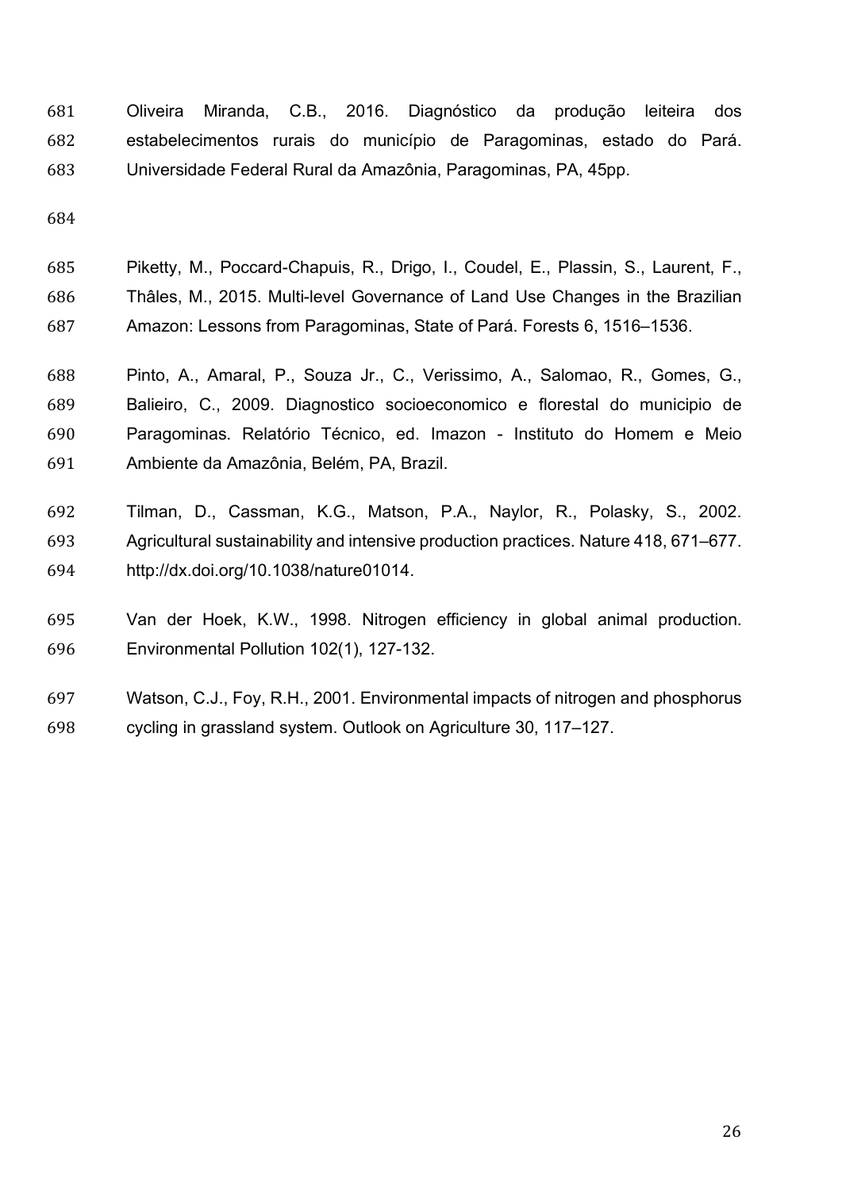Oliveira Miranda, C.B., 2016. Diagnóstico da produção leiteira dos estabelecimentos rurais do município de Paragominas, estado do Pará. Universidade Federal Rural da Amazônia, Paragominas, PA, 45pp.

Piketty, M., Poccard-Chapuis, R., Drigo, I., Coudel, E., Plassin, S., Laurent, F., Thâles, M., 2015. Multi-level Governance of Land Use Changes in the Brazilian Amazon: Lessons from Paragominas, State of Pará. Forests 6, 1516–1536.

Pinto, A., Amaral, P., Souza Jr., C., Verissimo, A., Salomao, R., Gomes, G., Balieiro, C., 2009. Diagnostico socioeconomico e florestal do municipio de Paragominas. Relatório Técnico, ed. Imazon - Instituto do Homem e Meio Ambiente da Amazônia, Belém, PA, Brazil.

Tilman, D., Cassman, K.G., Matson, P.A., Naylor, R., Polasky, S., 2002. Agricultural sustainability and intensive production practices. Nature 418, 671–677. http://dx.doi.org/10.1038/nature01014.

Van der Hoek, K.W., 1998. Nitrogen efficiency in global animal production. Environmental Pollution 102(1), 127-132.

Watson, C.J., Foy, R.H., 2001. Environmental impacts of nitrogen and phosphorus cycling in grassland system. Outlook on Agriculture 30, 117–127.